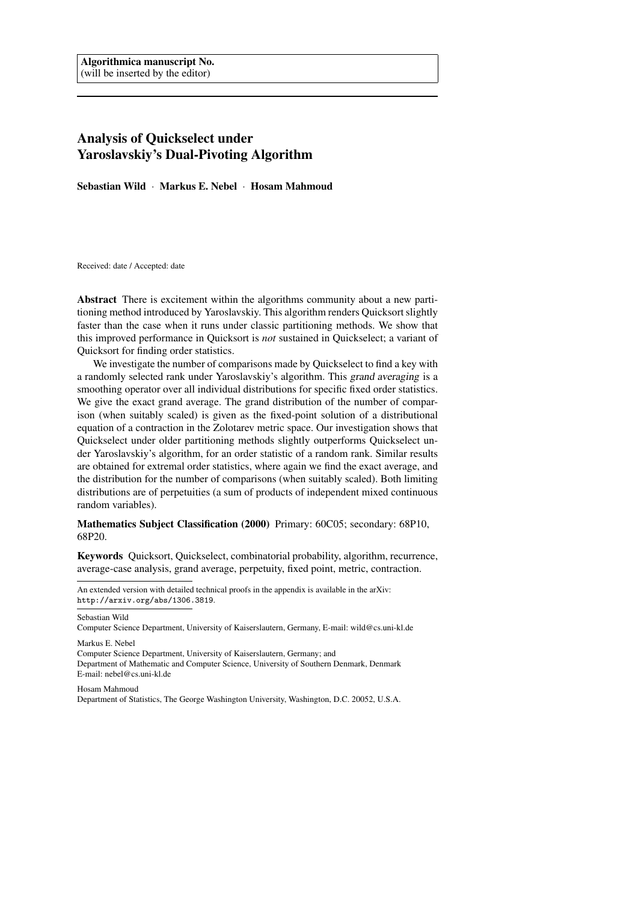**Algorithmica manuscript No.**
(will be inserted by the editor)

# Analysis of Quickselect under Yaroslavskiy's Dual-Pivoting Algorithm

**Sebastian Wild** · **Markus E. Nebel** · **Hosam Mahmoud**

Received: date / Accepted: date

**Abstract** There is excitement within the algorithms community about a new partitioning method introduced by Yaroslavskiy. This algorithm renders Quicksort slightly faster than the case when it runs under classic partitioning methods. We show that this improved performance in Quicksort is *not* sustained in Quickselect; a variant of Quicksort for finding order statistics.

We investigate the number of comparisons made by Quickselect to find a key with a randomly selected rank under Yaroslavskiy's algorithm. This *grand averaging* is a smoothing operator over all individual distributions for specific fixed order statistics. We give the exact grand average. The grand distribution of the number of comparison (when suitably scaled) is given as the fixed-point solution of a distributional equation of a contraction in the Zolotarev metric space. Our investigation shows that Quickselect under older partitioning methods slightly outperforms Quickselect under Yaroslavskiy's algorithm, for an order statistic of a random rank. Similar results are obtained for extremal order statistics, where again we find the exact average, and the distribution for the number of comparisons (when suitably scaled). Both limiting distributions are of perpetuities (a sum of products of independent mixed continuous random variables).

**Mathematics Subject Classification (2000)** Primary: 60C05; secondary: 68P10, 68P20.

**Keywords** Quicksort, Quickselect, combinatorial probability, algorithm, recurrence, average-case analysis, grand average, perpetuity, fixed point, metric, contraction.

---

An extended version with detailed technical proofs in the appendix is available in the arXiv: http://arxiv.org/abs/1306.3819.

---

Sebastian Wild
Computer Science Department, University of Kaiserslautern, Germany, E-mail: wild@cs.uni-kl.de

Markus E. Nebel
Computer Science Department, University of Kaiserslautern, Germany; and
Department of Mathematic and Computer Science, University of Southern Denmark, Denmark
E-mail: nebel@cs.uni-kl.de

Hosam Mahmoud
Department of Statistics, The George Washington University, Washington, D.C. 20052, U.S.A.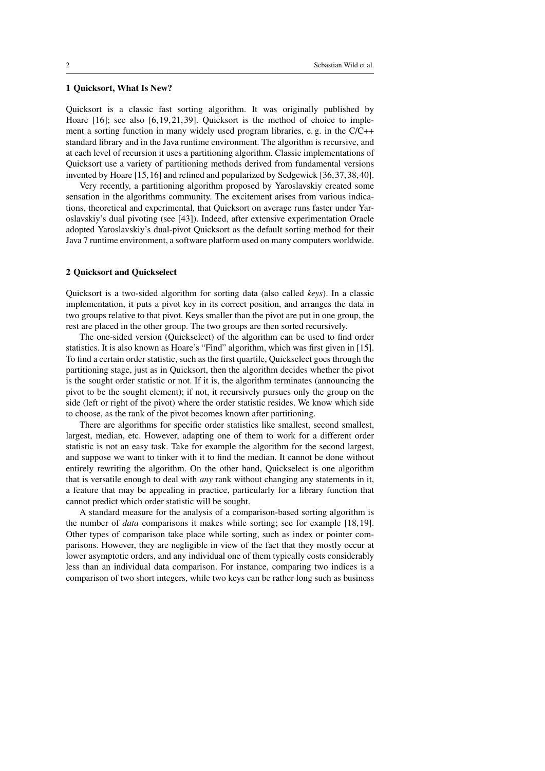## 1 Quicksort, What Is New?

Quicksort is a classic fast sorting algorithm. It was originally published by Hoare [16]; see also [6,19,21,39]. Quicksort is the method of choice to implement a sorting function in many widely used program libraries, e. g. in the C/C++ standard library and in the Java runtime environment. The algorithm is recursive, and at each level of recursion it uses a partitioning algorithm. Classic implementations of Quicksort use a variety of partitioning methods derived from fundamental versions invented by Hoare [15,16] and refined and popularized by Sedgewick [36,37,38,40].

Very recently, a partitioning algorithm proposed by Yaroslavskiy created some sensation in the algorithms community. The excitement arises from various indications, theoretical and experimental, that Quicksort on average runs faster under Yaroslavskiy's dual pivoting (see [43]). Indeed, after extensive experimentation Oracle adopted Yaroslavskiy's dual-pivot Quicksort as the default sorting method for their Java 7 runtime environment, a software platform used on many computers worldwide.

## 2 Quicksort and Quickselect

Quicksort is a two-sided algorithm for sorting data (also called *keys*). In a classic implementation, it puts a pivot key in its correct position, and arranges the data in two groups relative to that pivot. Keys smaller than the pivot are put in one group, the rest are placed in the other group. The two groups are then sorted recursively.

The one-sided version (Quickselect) of the algorithm can be used to find order statistics. It is also known as Hoare's "Find" algorithm, which was first given in [15]. To find a certain order statistic, such as the first quartile, Quickselect goes through the partitioning stage, just as in Quicksort, then the algorithm decides whether the pivot is the sought order statistic or not. If it is, the algorithm terminates (announcing the pivot to be the sought element); if not, it recursively pursues only the group on the side (left or right of the pivot) where the order statistic resides. We know which side to choose, as the rank of the pivot becomes known after partitioning.

There are algorithms for specific order statistics like smallest, second smallest, largest, median, etc. However, adapting one of them to work for a different order statistic is not an easy task. Take for example the algorithm for the second largest, and suppose we want to tinker with it to find the median. It cannot be done without entirely rewriting the algorithm. On the other hand, Quickselect is one algorithm that is versatile enough to deal with *any* rank without changing any statements in it, a feature that may be appealing in practice, particularly for a library function that cannot predict which order statistic will be sought.

A standard measure for the analysis of a comparison-based sorting algorithm is the number of *data* comparisons it makes while sorting; see for example [18,19]. Other types of comparison take place while sorting, such as index or pointer comparisons. However, they are negligible in view of the fact that they mostly occur at lower asymptotic orders, and any individual one of them typically costs considerably less than an individual data comparison. For instance, comparing two indices is a comparison of two short integers, while two keys can be rather long such as business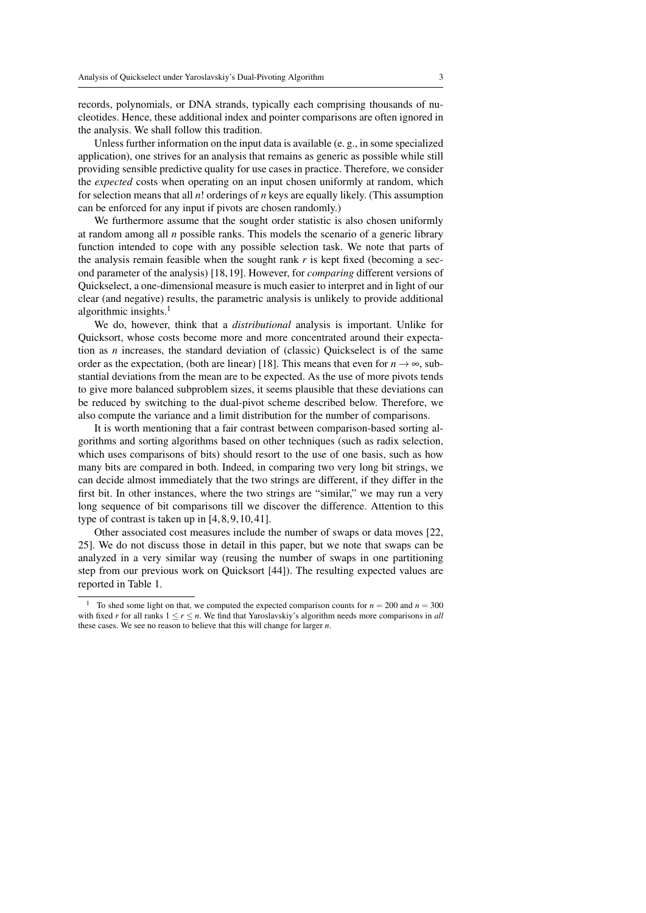records, polynomials, or DNA strands, typically each comprising thousands of nucleotides. Hence, these additional index and pointer comparisons are often ignored in the analysis. We shall follow this tradition.

Unless further information on the input data is available (e. g., in some specialized application), one strives for an analysis that remains as generic as possible while still providing sensible predictive quality for use cases in practice. Therefore, we consider the *expected* costs when operating on an input chosen uniformly at random, which for selection means that all $n!$ orderings of $n$ keys are equally likely. (This assumption can be enforced for any input if pivots are chosen randomly.)

We furthermore assume that the sought order statistic is also chosen uniformly at random among all $n$ possible ranks. This models the scenario of a generic library function intended to cope with any possible selection task. We note that parts of the analysis remain feasible when the sought rank $r$ is kept fixed (becoming a second parameter of the analysis) [18,19]. However, for *comparing* different versions of Quickselect, a one-dimensional measure is much easier to interpret and in light of our clear (and negative) results, the parametric analysis is unlikely to provide additional algorithmic insights.[1]

We do, however, think that a *distributional* analysis is important. Unlike for Quicksort, whose costs become more and more concentrated around their expectation as $n$ increases, the standard deviation of (classic) Quickselect is of the same order as the expectation, (both are linear) [18]. This means that even for $n \to \infty$, substantial deviations from the mean are to be expected. As the use of more pivots tends to give more balanced subproblem sizes, it seems plausible that these deviations can be reduced by switching to the dual-pivot scheme described below. Therefore, we also compute the variance and a limit distribution for the number of comparisons.

It is worth mentioning that a fair contrast between comparison-based sorting algorithms and sorting algorithms based on other techniques (such as radix selection, which uses comparisons of bits) should resort to the use of one basis, such as how many bits are compared in both. Indeed, in comparing two very long bit strings, we can decide almost immediately that the two strings are different, if they differ in the first bit. In other instances, where the two strings are "similar," we may run a very long sequence of bit comparisons till we discover the difference. Attention to this type of contrast is taken up in [4,8,9,10,41].

Other associated cost measures include the number of swaps or data moves [22, 25]. We do not discuss those in detail in this paper, but we note that swaps can be analyzed in a very similar way (reusing the number of swaps in one partitioning step from our previous work on Quicksort [44]). The resulting expected values are reported in Table 1.

---

[1] To shed some light on that, we computed the expected comparison counts for $n = 200$ and $n = 300$ with fixed $r$ for all ranks $1 \le r \le n$. We find that Yaroslavskiy's algorithm needs more comparisons in *all* these cases. We see no reason to believe that this will change for larger $n$.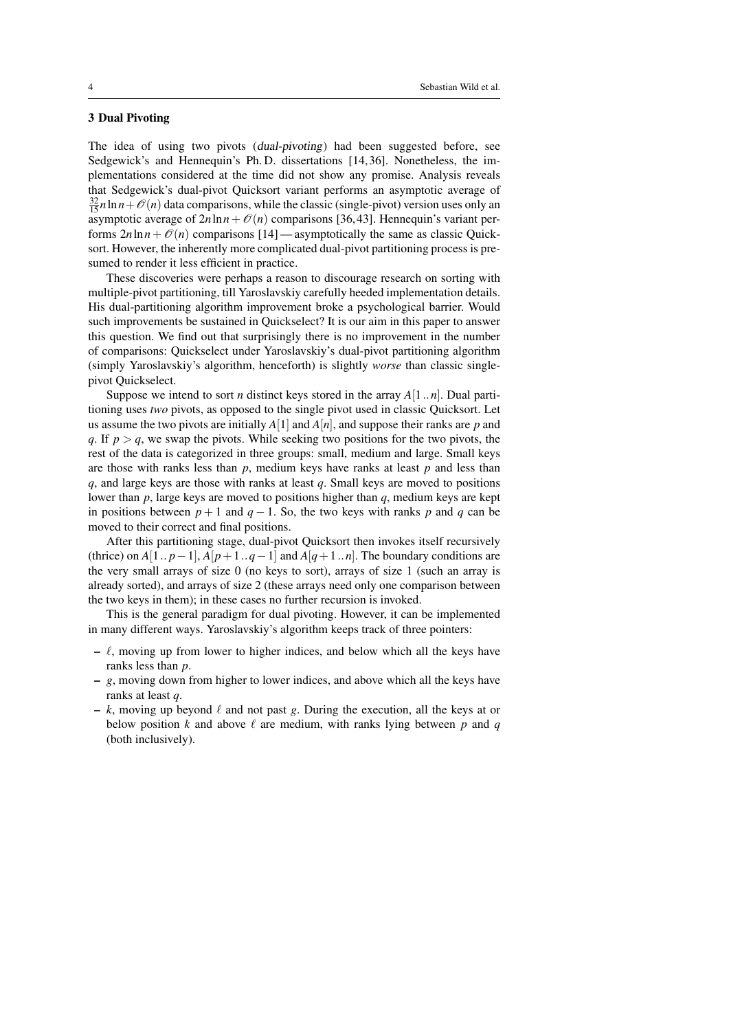## 3 Dual Pivoting

The idea of using two pivots (dual-pivoting) had been suggested before, see Sedgewick's and Hennequin's Ph. D. dissertations [14,36]. Nonetheless, the implementations considered at the time did not show any promise. Analysis reveals that Sedgewick's dual-pivot Quicksort variant performs an asymptotic average of $\frac{32}{15}n\ln n + \mathcal{O}(n)$ data comparisons, while the classic (single-pivot) version uses only an asymptotic average of $2n\ln n + \mathcal{O}(n)$ comparisons [36,43]. Hennequin's variant performs $2n\ln n + \mathcal{O}(n)$ comparisons [14] — asymptotically the same as classic Quicksort. However, the inherently more complicated dual-pivot partitioning process is presumed to render it less efficient in practice.

These discoveries were perhaps a reason to discourage research on sorting with multiple-pivot partitioning, till Yaroslavskiy carefully heeded implementation details. His dual-partitioning algorithm improvement broke a psychological barrier. Would such improvements be sustained in Quickselect? It is our aim in this paper to answer this question. We find out that surprisingly there is no improvement in the number of comparisons: Quickselect under Yaroslavskiy's dual-pivot partitioning algorithm (simply Yaroslavskiy's algorithm, henceforth) is slightly *worse* than classic single-pivot Quickselect.

Suppose we intend to sort $n$ distinct keys stored in the array $A[1..n]$. Dual partitioning uses *two* pivots, as opposed to the single pivot used in classic Quicksort. Let us assume the two pivots are initially $A[1]$ and $A[n]$, and suppose their ranks are $p$ and $q$. If $p > q$, we swap the pivots. While seeking two positions for the two pivots, the rest of the data is categorized in three groups: small, medium and large. Small keys are those with ranks less than $p$, medium keys have ranks at least $p$ and less than $q$, and large keys are those with ranks at least $q$. Small keys are moved to positions lower than $p$, large keys are moved to positions higher than $q$, medium keys are kept in positions between $p+1$ and $q-1$. So, the two keys with ranks $p$ and $q$ can be moved to their correct and final positions.

After this partitioning stage, dual-pivot Quicksort then invokes itself recursively (thrice) on $A[1..p-1]$, $A[p+1..q-1]$ and $A[q+1..n]$. The boundary conditions are the very small arrays of size 0 (no keys to sort), arrays of size 1 (such an array is already sorted), and arrays of size 2 (these arrays need only one comparison between the two keys in them); in these cases no further recursion is invoked.

This is the general paradigm for dual pivoting. However, it can be implemented in many different ways. Yaroslavskiy's algorithm keeps track of three pointers:

- $\ell$, moving up from lower to higher indices, and below which all the keys have ranks less than $p$.
- $g$, moving down from higher to lower indices, and above which all the keys have ranks at least $q$.
- $k$, moving up beyond $\ell$ and not past $g$. During the execution, all the keys at or below position $k$ and above $\ell$ are medium, with ranks lying between $p$ and $q$ (both inclusively).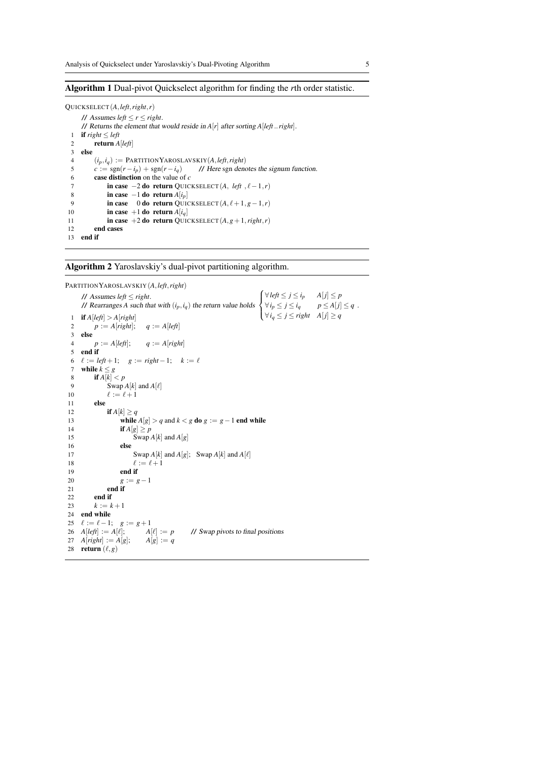**Algorithm 1** Dual-pivot Quickselect algorithm for finding the $r$th order statistic.

```
QUICKSELECT(A, left, right, r)
    // Assumes left ≤ r ≤ right.
    // Returns the element that would reside in A[r] after sorting A[left..right].
1   if right ≤ left
2       return A[left]
3   else
4       (i_p, i_q) := PARTITIONYAROSLAVSKIY(A, left, right)
5       c := sgn(r − i_p) + sgn(r − i_q)      // Here sgn denotes the signum function.
6       case distinction on the value of c
7           in case −2 do return QUICKSELECT(A, left, ℓ − 1, r)
8           in case −1 do return A[i_p]
9           in case  0 do return QUICKSELECT(A, ℓ + 1, g − 1, r)
10          in case +1 do return A[i_q]
11          in case +2 do return QUICKSELECT(A, g + 1, right, r)
12      end cases
13  end if
```

**Algorithm 2** Yaroslavskiy's dual-pivot partitioning algorithm.

PARTITIONYAROSLAVSKIY$(A, left, right)$

// Assumes $left \le right$.
// Rearranges $A$ such that with $(i_p, i_q)$ the return value holds
$$\begin{cases} \forall\, left \le j \le i_p & A[j] \le p \\ \forall\, i_p \le j \le i_q & p \le A[j] \le q \\ \forall\, i_q \le j \le right & A[j] \ge q \end{cases}.$$

```
1   if A[left] > A[right]
2       p := A[right];   q := A[left]
3   else
4       p := A[left];    q := A[right]
5   end if
6   ℓ := left + 1;   g := right − 1;   k := ℓ
7   while k ≤ g
8       if A[k] < p
9           Swap A[k] and A[ℓ]
10          ℓ := ℓ + 1
11      else
12          if A[k] ≥ q
13              while A[g] > q and k < g do g := g − 1 end while
14              if A[g] ≥ p
15                  Swap A[k] and A[g]
16              else
17                  Swap A[k] and A[g];   Swap A[k] and A[ℓ]
18                  ℓ := ℓ + 1
19              end if
20              g := g − 1
21          end if
22      end if
23      k := k + 1
24  end while
25  ℓ := ℓ − 1;   g := g + 1
26  A[left] := A[ℓ];    A[ℓ] := p     // Swap pivots to final positions
27  A[right] := A[g];   A[g] := q
28  return (ℓ, g)
```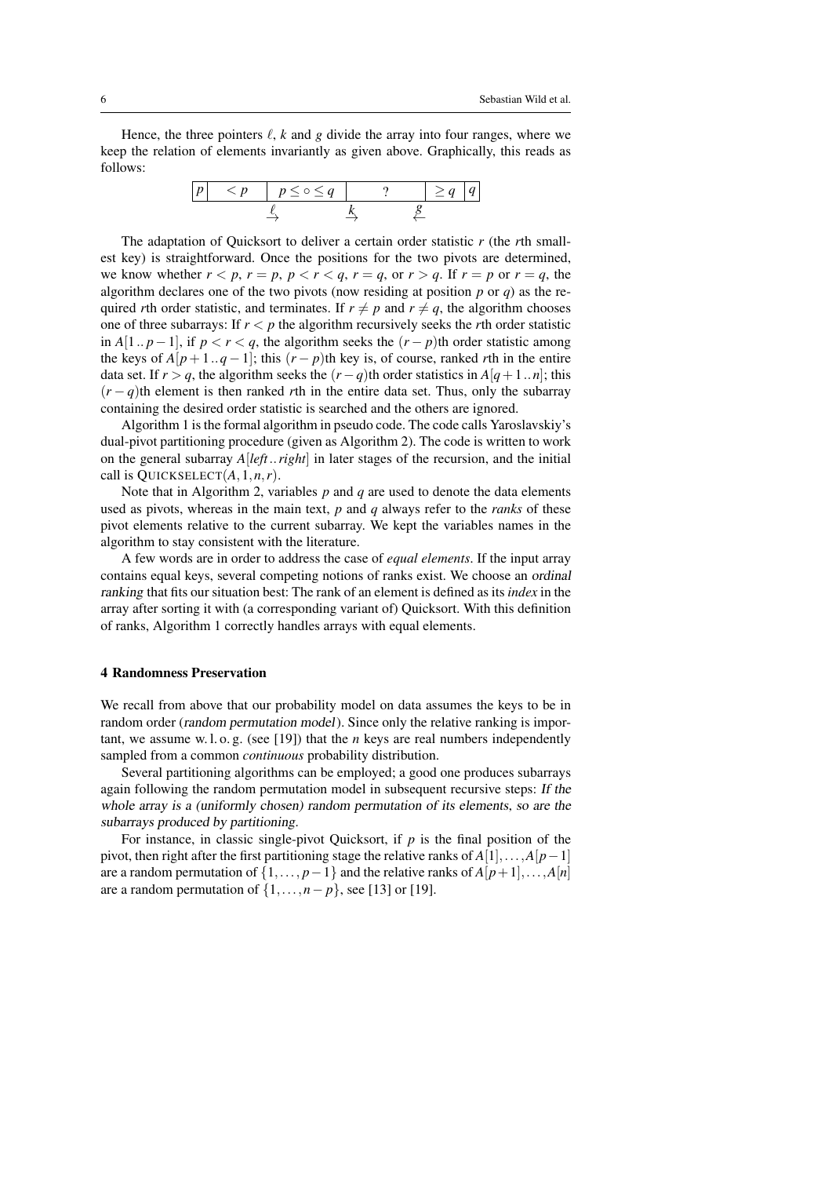Hence, the three pointers $\ell$, $k$ and $g$ divide the array into four ranges, where we keep the relation of elements invariantly as given above. Graphically, this reads as follows:

| $p$ | $< p$ | $p \le \circ \le q$ | ? | $\ge q$ | $q$ |
| --- | --- | --- | --- | --- | --- |
| | | $\underset{\rightarrow}{\ell}$ | $\underset{\rightarrow}{k}$ | $\underset{\leftarrow}{g}$ | |

The adaptation of Quicksort to deliver a certain order statistic $r$ (the $r$th smallest key) is straightforward. Once the positions for the two pivots are determined, we know whether $r < p$, $r = p$, $p < r < q$, $r = q$, or $r > q$. If $r = p$ or $r = q$, the algorithm declares one of the two pivots (now residing at position $p$ or $q$) as the required $r$th order statistic, and terminates. If $r \neq p$ and $r \neq q$, the algorithm chooses one of three subarrays: If $r < p$ the algorithm recursively seeks the $r$th order statistic in $A[1\,..\,p-1]$, if $p < r < q$, the algorithm seeks the $(r-p)$th order statistic among the keys of $A[p+1\,..\,q-1]$; this $(r-p)$th key is, of course, ranked $r$th in the entire data set. If $r > q$, the algorithm seeks the $(r-q)$th order statistics in $A[q+1\,..\,n]$; this $(r-q)$th element is then ranked $r$th in the entire data set. Thus, only the subarray containing the desired order statistic is searched and the others are ignored.

Algorithm 1 is the formal algorithm in pseudo code. The code calls Yaroslavskiy's dual-pivot partitioning procedure (given as Algorithm 2). The code is written to work on the general subarray $A[\mathit{left}\,..\,\mathit{right}]$ in later stages of the recursion, and the initial call is QUICKSELECT$(A, 1, n, r)$.

Note that in Algorithm 2, variables $p$ and $q$ are used to denote the data elements used as pivots, whereas in the main text, $p$ and $q$ always refer to the *ranks* of these pivot elements relative to the current subarray. We kept the variables names in the algorithm to stay consistent with the literature.

A few words are in order to address the case of *equal elements*. If the input array contains equal keys, several competing notions of ranks exist. We choose an ordinal ranking that fits our situation best: The rank of an element is defined as its *index* in the array after sorting it with (a corresponding variant of) Quicksort. With this definition of ranks, Algorithm 1 correctly handles arrays with equal elements.

## 4 Randomness Preservation

We recall from above that our probability model on data assumes the keys to be in random order (random permutation model). Since only the relative ranking is important, we assume w. l. o. g. (see [19]) that the $n$ keys are real numbers independently sampled from a common *continuous* probability distribution.

Several partitioning algorithms can be employed; a good one produces subarrays again following the random permutation model in subsequent recursive steps: If the whole array is a (uniformly chosen) random permutation of its elements, so are the subarrays produced by partitioning.

For instance, in classic single-pivot Quicksort, if $p$ is the final position of the pivot, then right after the first partitioning stage the relative ranks of $A[1], \ldots, A[p-1]$ are a random permutation of $\{1, \ldots, p-1\}$ and the relative ranks of $A[p+1], \ldots, A[n]$ are a random permutation of $\{1, \ldots, n-p\}$, see [13] or [19].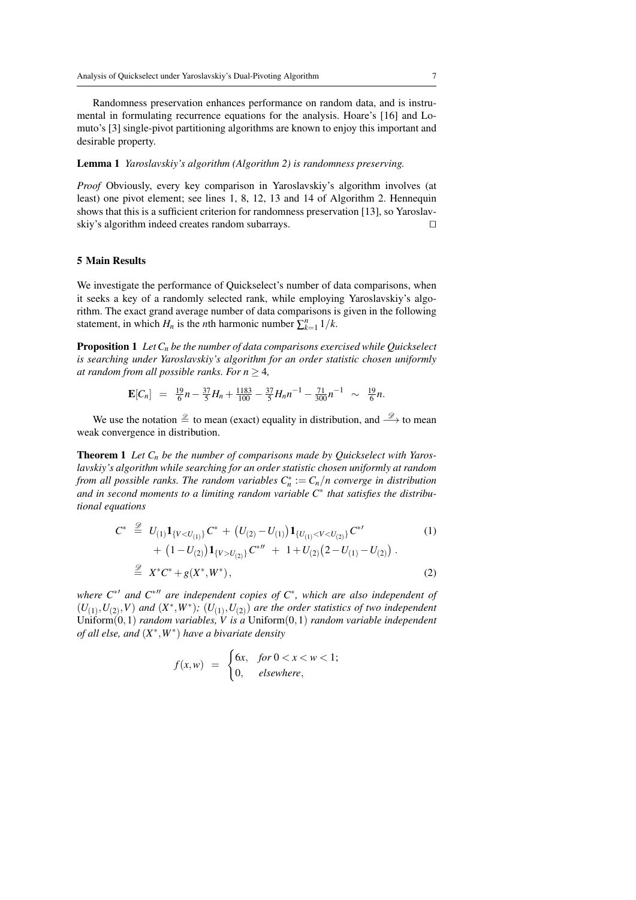Randomness preservation enhances performance on random data, and is instrumental in formulating recurrence equations for the analysis. Hoare's [16] and Lomuto's [3] single-pivot partitioning algorithms are known to enjoy this important and desirable property.

**Lemma 1** *Yaroslavskiy's algorithm (Algorithm 2) is randomness preserving.*

*Proof* Obviously, every key comparison in Yaroslavskiy's algorithm involves (at least) one pivot element; see lines 1, 8, 12, 13 and 14 of Algorithm 2. Hennequin shows that this is a sufficient criterion for randomness preservation [13], so Yaroslavskiy's algorithm indeed creates random subarrays. □

## 5 Main Results

We investigate the performance of Quickselect's number of data comparisons, when it seeks a key of a randomly selected rank, while employing Yaroslavskiy's algorithm. The exact grand average number of data comparisons is given in the following statement, in which $H_n$ is the $n$th harmonic number $\sum_{k=1}^{n} 1/k$.

**Proposition 1** *Let $C_n$ be the number of data comparisons exercised while Quickselect is searching under Yaroslavskiy's algorithm for an order statistic chosen uniformly at random from all possible ranks. For $n \geq 4$,*

$$\mathbf{E}[C_n] \;=\; \tfrac{19}{6}n - \tfrac{37}{5}H_n + \tfrac{1183}{100} - \tfrac{37}{5}H_n n^{-1} - \tfrac{71}{300}n^{-1} \;\sim\; \tfrac{19}{6}n.$$

We use the notation $\overset{\mathscr{D}}{=}$ to mean (exact) equality in distribution, and $\xrightarrow{\mathscr{D}}$ to mean weak convergence in distribution.

**Theorem 1** *Let $C_n$ be the number of comparisons made by Quickselect with Yaroslavskiy's algorithm while searching for an order statistic chosen uniformly at random from all possible ranks. The random variables $C_n^* := C_n/n$ converge in distribution and in second moments to a limiting random variable $C^*$ that satisfies the distributional equations*

$$\begin{aligned}
C^* \;&\overset{\mathscr{D}}{=}\; U_{(1)}\mathbf{1}_{\{V<U_{(1)}\}}C^* \;+\; \big(U_{(2)} - U_{(1)}\big)\mathbf{1}_{\{U_{(1)}<V<U_{(2)}\}}C^{*\prime} \qquad (1)\\
&\quad\; + \big(1-U_{(2)}\big)\mathbf{1}_{\{V>U_{(2)}\}}C^{*\prime\prime} \;+\; 1 + U_{(2)}\big(2 - U_{(1)} - U_{(2)}\big)\,.\\
&\overset{\mathscr{D}}{=}\; X^*C^* + g(X^*, W^*), \qquad (2)
\end{aligned}$$

*where $C^{*\prime}$ and $C^{*\prime\prime}$ are independent copies of $C^*$, which are also independent of $(U_{(1)}, U_{(2)}, V)$ and $(X^*, W^*)$; $(U_{(1)}, U_{(2)})$ are the order statistics of two independent* $\mathrm{Uniform}(0,1)$ *random variables, $V$ is a* $\mathrm{Uniform}(0,1)$ *random variable independent of all else, and $(X^*, W^*)$ have a bivariate density*

$$f(x,w) \;=\; \begin{cases} 6x, & \text{for } 0 < x < w < 1;\\ 0, & \text{elsewhere}, \end{cases}$$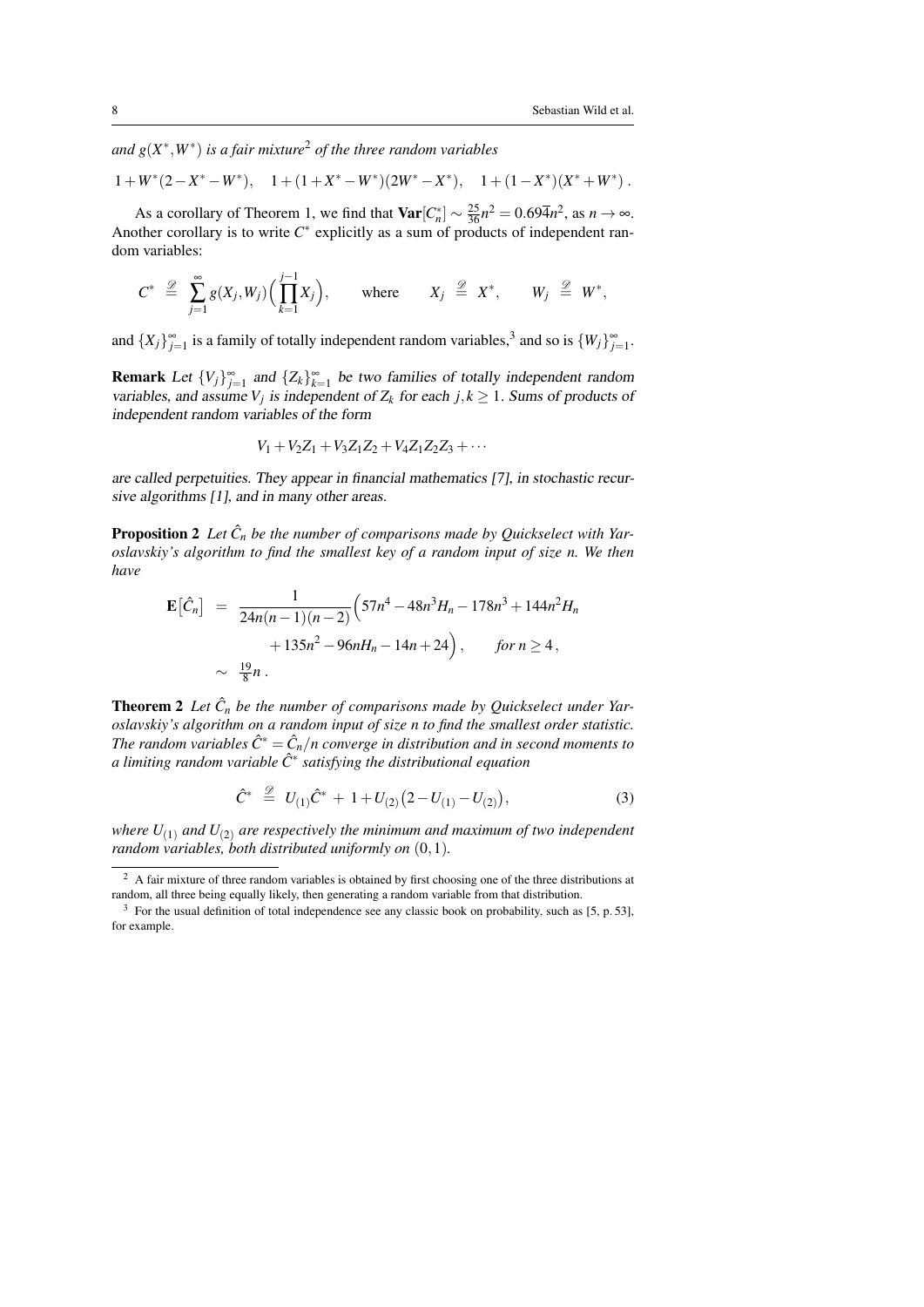*and $g(X^*, W^*)$ is a fair mixture*[2] *of the three random variables*

$$1 + W^*(2 - X^* - W^*), \quad 1 + (1 + X^* - W^*)(2W^* - X^*), \quad 1 + (1 - X^*)(X^* + W^*) .$$

As a corollary of Theorem 1, we find that $\mathbf{Var}[C_n^*] \sim \frac{25}{36} n^2 = 0.69\overline{4} n^2$, as $n \to \infty$. Another corollary is to write $C^*$ explicitly as a sum of products of independent random variables:

$$C^* \stackrel{\mathcal{D}}{=} \sum_{j=1}^{\infty} g(X_j, W_j) \Big( \prod_{k=1}^{j-1} X_j \Big), \qquad \text{where} \qquad X_j \stackrel{\mathcal{D}}{=} X^*, \qquad W_j \stackrel{\mathcal{D}}{=} W^*,$$

and $\{X_j\}_{j=1}^{\infty}$ is a family of totally independent random variables,[3] and so is $\{W_j\}_{j=1}^{\infty}$.

**Remark** Let $\{V_j\}_{j=1}^{\infty}$ and $\{Z_k\}_{k=1}^{\infty}$ be two families of totally independent random variables, and assume $V_j$ is independent of $Z_k$ for each $j, k \geq 1$. Sums of products of independent random variables of the form

$$V_1 + V_2 Z_1 + V_3 Z_1 Z_2 + V_4 Z_1 Z_2 Z_3 + \cdots$$

are called perpetuities. They appear in financial mathematics [7], in stochastic recursive algorithms [1], and in many other areas.

**Proposition 2** *Let $\hat{C}_n$ be the number of comparisons made by Quickselect with Yaroslavskiy's algorithm to find the smallest key of a random input of size n. We then have*

$$\begin{aligned}
\mathbf{E}\big[\hat{C}_n\big] &= \frac{1}{24n(n-1)(n-2)} \Big( 57n^4 - 48n^3 H_n - 178n^3 + 144n^2 H_n \\
&\qquad + 135n^2 - 96nH_n - 14n + 24 \Big), \qquad \text{for } n \geq 4, \\
&\sim \tfrac{19}{8} n .
\end{aligned}$$

**Theorem 2** *Let $\hat{C}_n$ be the number of comparisons made by Quickselect under Yaroslavskiy's algorithm on a random input of size n to find the smallest order statistic. The random variables $\hat{C}^* = \hat{C}_n / n$ converge in distribution and in second moments to a limiting random variable $\hat{C}^*$ satisfying the distributional equation*

$$\hat{C}^* \stackrel{\mathcal{D}}{=} U_{(1)} \hat{C}^* \; + \; 1 + U_{(2)} \big( 2 - U_{(1)} - U_{(2)} \big), \tag{3}$$

*where $U_{(1)}$ and $U_{(2)}$ are respectively the minimum and maximum of two independent random variables, both distributed uniformly on $(0,1)$.*

---

[2] A fair mixture of three random variables is obtained by first choosing one of the three distributions at random, all three being equally likely, then generating a random variable from that distribution.

[3] For the usual definition of total independence see any classic book on probability, such as [5, p. 53], for example.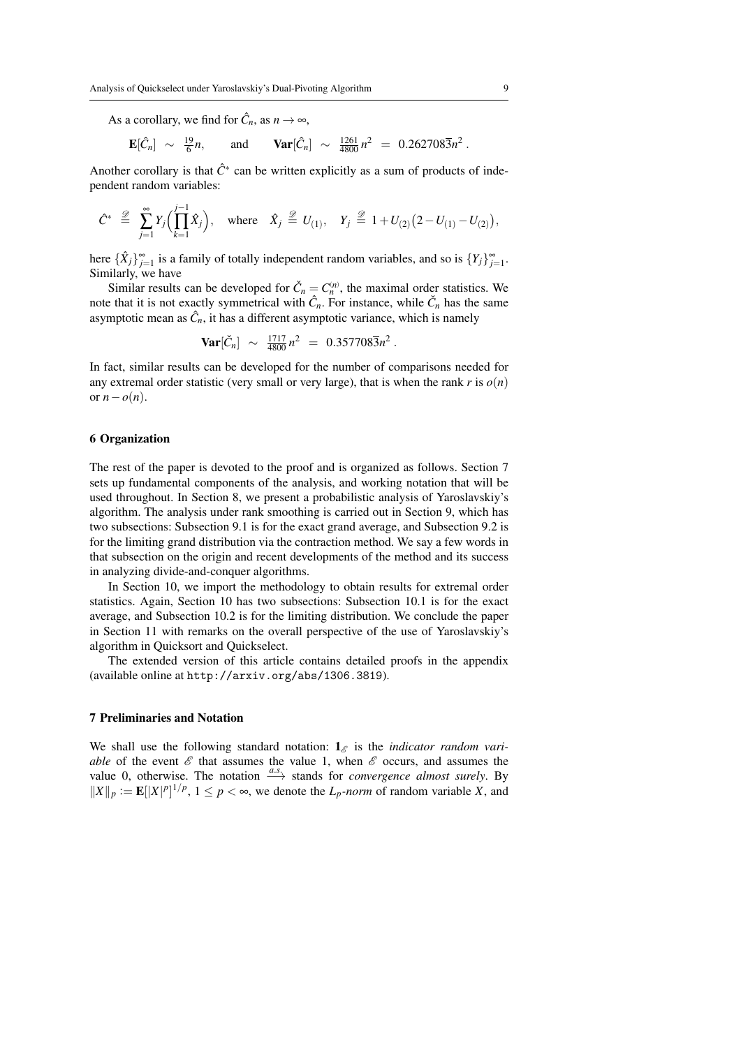As a corollary, we find for $\hat{C}_n$, as $n \to \infty$,

$$\mathbf{E}[\hat{C}_n] \sim \tfrac{19}{6} n, \qquad \text{and} \qquad \mathbf{Var}[\hat{C}_n] \sim \tfrac{1261}{4800} n^2 = 0.262708\overline{3} n^2 .$$

Another corollary is that $\hat{C}^*$ can be written explicitly as a sum of products of independent random variables:

$$\hat{C}^* \stackrel{\mathscr{D}}{=} \sum_{j=1}^{\infty} Y_j \Big( \prod_{k=1}^{j-1} \hat{X}_j \Big), \quad \text{where} \quad \hat{X}_j \stackrel{\mathscr{D}}{=} U_{(1)}, \quad Y_j \stackrel{\mathscr{D}}{=} 1 + U_{(2)} \big( 2 - U_{(1)} - U_{(2)} \big),$$

here $\{\hat{X}_j\}_{j=1}^{\infty}$ is a family of totally independent random variables, and so is $\{Y_j\}_{j=1}^{\infty}$. Similarly, we have

Similar results can be developed for $\check{C}_n = C_n^{(n)}$, the maximal order statistics. We note that it is not exactly symmetrical with $\hat{C}_n$. For instance, while $\check{C}_n$ has the same asymptotic mean as $\hat{C}_n$, it has a different asymptotic variance, which is namely

$$\mathbf{Var}[\check{C}_n] \sim \tfrac{1717}{4800} n^2 = 0.357708\overline{3} n^2 .$$

In fact, similar results can be developed for the number of comparisons needed for any extremal order statistic (very small or very large), that is when the rank $r$ is $o(n)$ or $n - o(n)$.

## 6 Organization

The rest of the paper is devoted to the proof and is organized as follows. Section 7 sets up fundamental components of the analysis, and working notation that will be used throughout. In Section 8, we present a probabilistic analysis of Yaroslavskiy's algorithm. The analysis under rank smoothing is carried out in Section 9, which has two subsections: Subsection 9.1 is for the exact grand average, and Subsection 9.2 is for the limiting grand distribution via the contraction method. We say a few words in that subsection on the origin and recent developments of the method and its success in analyzing divide-and-conquer algorithms.

In Section 10, we import the methodology to obtain results for extremal order statistics. Again, Section 10 has two subsections: Subsection 10.1 is for the exact average, and Subsection 10.2 is for the limiting distribution. We conclude the paper in Section 11 with remarks on the overall perspective of the use of Yaroslavskiy's algorithm in Quicksort and Quickselect.

The extended version of this article contains detailed proofs in the appendix (available online at `http://arxiv.org/abs/1306.3819`).

## 7 Preliminaries and Notation

We shall use the following standard notation: $\mathbf{1}_{\mathscr{E}}$ is the *indicator random variable* of the event $\mathscr{E}$ that assumes the value 1, when $\mathscr{E}$ occurs, and assumes the value 0, otherwise. The notation $\xrightarrow{a.s.}$ stands for *convergence almost surely*. By $\|X\|_p := \mathbf{E}[|X|^p]^{1/p}$, $1 \le p < \infty$, we denote the $L_p$*-norm* of random variable $X$, and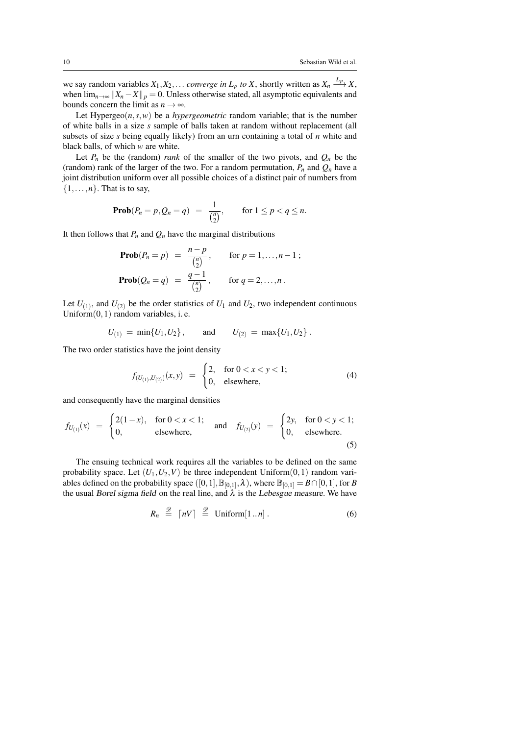we say random variables $X_1, X_2, \ldots$ *converge in $L_p$ to $X$*, shortly written as $X_n \xrightarrow{L_p} X$, when $\lim_{n\to\infty} \|X_n - X\|_p = 0$. Unless otherwise stated, all asymptotic equivalents and bounds concern the limit as $n \to \infty$.

Let $\mathrm{Hypergeo}(n,s,w)$ be a *hypergeometric* random variable; that is the number of white balls in a size $s$ sample of balls taken at random without replacement (all subsets of size $s$ being equally likely) from an urn containing a total of $n$ white and black balls, of which $w$ are white.

Let $P_n$ be the (random) *rank* of the smaller of the two pivots, and $Q_n$ be the (random) rank of the larger of the two. For a random permutation, $P_n$ and $Q_n$ have a joint distribution uniform over all possible choices of a distinct pair of numbers from $\{1,\ldots,n\}$. That is to say,

$$\mathbf{Prob}(P_n = p, Q_n = q) \;=\; \frac{1}{\binom{n}{2}}, \qquad \text{for } 1 \le p < q \le n.$$

It then follows that $P_n$ and $Q_n$ have the marginal distributions

$$\mathbf{Prob}(P_n = p) \;=\; \frac{n-p}{\binom{n}{2}}, \qquad \text{for } p = 1,\ldots,n-1\,;$$
$$\mathbf{Prob}(Q_n = q) \;=\; \frac{q-1}{\binom{n}{2}}, \qquad \text{for } q = 2,\ldots,n\,.$$

Let $U_{(1)}$, and $U_{(2)}$ be the order statistics of $U_1$ and $U_2$, two independent continuous $\mathrm{Uniform}(0,1)$ random variables, i. e.

$$U_{(1)} \;=\; \min\{U_1,U_2\}, \qquad \text{and} \qquad U_{(2)} \;=\; \max\{U_1,U_2\}\,.$$

The two order statistics have the joint density

$$f_{(U_{(1)},U_{(2)})}(x,y) \;=\; \begin{cases} 2, & \text{for } 0 < x < y < 1; \\ 0, & \text{elsewhere,} \end{cases} \tag{4}$$

and consequently have the marginal densities

$$f_{U_{(1)}}(x) \;=\; \begin{cases} 2(1-x), & \text{for } 0 < x < 1; \\ 0, & \text{elsewhere,} \end{cases} \quad \text{and} \quad f_{U_{(2)}}(y) \;=\; \begin{cases} 2y, & \text{for } 0 < y < 1; \\ 0, & \text{elsewhere.} \end{cases} \tag{5}$$

The ensuing technical work requires all the variables to be defined on the same probability space. Let $(U_1,U_2,V)$ be three independent $\mathrm{Uniform}(0,1)$ random variables defined on the probability space $([0,1], \mathbb{B}_{[0,1]}, \lambda)$, where $\mathbb{B}_{[0,1]} = B \cap [0,1]$, for $B$ the usual *Borel sigma field* on the real line, and $\lambda$ is the *Lebesgue measure*. We have

$$R_n \;\stackrel{\mathscr{D}}{=}\; \lceil nV \rceil \;\stackrel{\mathscr{D}}{=}\; \mathrm{Uniform}[1\,..\,n]\,. \tag{6}$$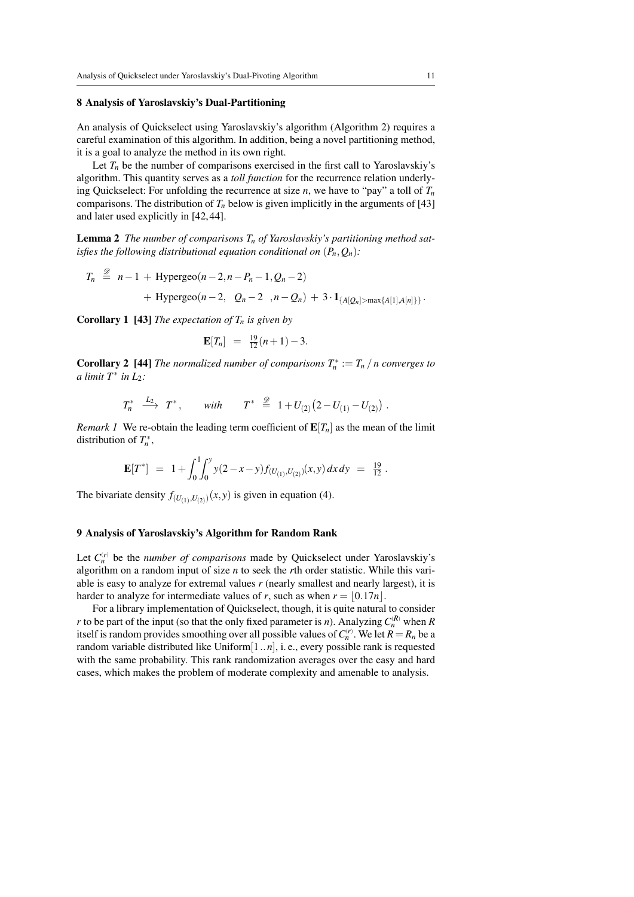## 8 Analysis of Yaroslavskiy's Dual-Partitioning

An analysis of Quickselect using Yaroslavskiy's algorithm (Algorithm 2) requires a careful examination of this algorithm. In addition, being a novel partitioning method, it is a goal to analyze the method in its own right.

Let $T_n$ be the number of comparisons exercised in the first call to Yaroslavskiy's algorithm. This quantity serves as a *toll function* for the recurrence relation underlying Quickselect: For unfolding the recurrence at size $n$, we have to "pay" a toll of $T_n$ comparisons. The distribution of $T_n$ below is given implicitly in the arguments of [43] and later used explicitly in [42, 44].

**Lemma 2** *The number of comparisons $T_n$ of Yaroslavskiy's partitioning method satisfies the following distributional equation conditional on $(P_n, Q_n)$:*

$$T_n \stackrel{\mathscr{D}}{=} n-1 + \text{Hypergeo}(n-2, n-P_n-1, Q_n-2) + \text{Hypergeo}(n-2, \quad Q_n-2 \quad, n-Q_n) + 3 \cdot \mathbf{1}_{\{A[Q_n] > \max\{A[1], A[n]\}\}}.$$

**Corollary 1 [43]** *The expectation of $T_n$ is given by*

$$\mathbf{E}[T_n] = \tfrac{19}{12}(n+1) - 3.$$

**Corollary 2 [44]** *The normalized number of comparisons $T_n^* := T_n \,/\, n$ converges to a limit $T^*$ in $L_2$:*

$$T_n^* \xrightarrow{L_2} T^*, \qquad \text{with} \qquad T^* \stackrel{\mathscr{D}}{=} 1 + U_{(2)}\bigl(2 - U_{(1)} - U_{(2)}\bigr).$$

*Remark 1* We re-obtain the leading term coefficient of $\mathbf{E}[T_n]$ as the mean of the limit distribution of $T_n^*$,

$$\mathbf{E}[T^*] = 1 + \int_0^1 \int_0^y y(2-x-y) f_{(U_{(1)}, U_{(2)})}(x,y)\, dx\, dy = \tfrac{19}{12}.$$

The bivariate density $f_{(U_{(1)}, U_{(2)})}(x,y)$ is given in equation (4).

## 9 Analysis of Yaroslavskiy's Algorithm for Random Rank

Let $C_n^{(r)}$ be the *number of comparisons* made by Quickselect under Yaroslavskiy's algorithm on a random input of size $n$ to seek the $r$th order statistic. While this variable is easy to analyze for extremal values $r$ (nearly smallest and nearly largest), it is harder to analyze for intermediate values of $r$, such as when $r = \lfloor 0.17n \rfloor$.

For a library implementation of Quickselect, though, it is quite natural to consider $r$ to be part of the input (so that the only fixed parameter is $n$). Analyzing $C_n^{(R)}$ when $R$ itself is random provides smoothing over all possible values of $C_n^{(r)}$. We let $R = R_n$ be a random variable distributed like Uniform$[1..n]$, i. e., every possible rank is requested with the same probability. This rank randomization averages over the easy and hard cases, which makes the problem of moderate complexity and amenable to analysis.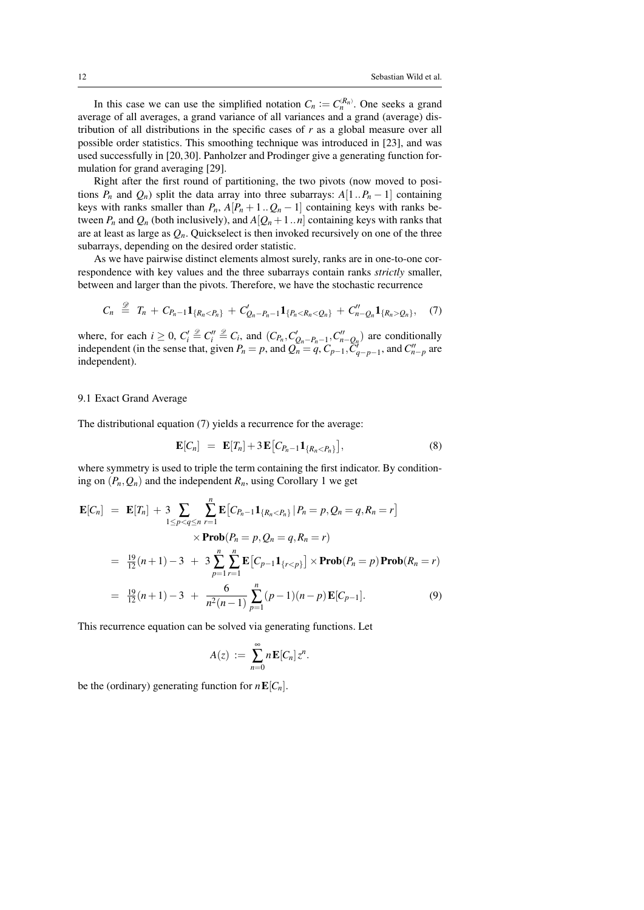In this case we can use the simplified notation $C_n := C_n^{\langle R_n \rangle}$. One seeks a grand average of all averages, a grand variance of all variances and a grand (average) distribution of all distributions in the specific cases of $r$ as a global measure over all possible order statistics. This smoothing technique was introduced in [23], and was used successfully in [20, 30]. Panholzer and Prodinger give a generating function formulation for grand averaging [29].

Right after the first round of partitioning, the two pivots (now moved to positions $P_n$ and $Q_n$) split the data array into three subarrays: $A[1..P_n - 1]$ containing keys with ranks smaller than $P_n$, $A[P_n + 1..Q_n - 1]$ containing keys with ranks between $P_n$ and $Q_n$ (both inclusively), and $A[Q_n + 1..n]$ containing keys with ranks that are at least as large as $Q_n$. Quickselect is then invoked recursively on one of the three subarrays, depending on the desired order statistic.

As we have pairwise distinct elements almost surely, ranks are in one-to-one correspondence with key values and the three subarrays contain ranks *strictly* smaller, between and larger than the pivots. Therefore, we have the stochastic recurrence

$$C_n \stackrel{\mathscr{D}}{=} T_n + C_{P_n-1}\mathbf{1}_{\{R_n<P_n\}} + C'_{Q_n-P_n-1}\mathbf{1}_{\{P_n<R_n<Q_n\}} + C''_{n-Q_n}\mathbf{1}_{\{R_n>Q_n\}}, \quad (7)$$

where, for each $i \geq 0$, $C'_i \stackrel{\mathscr{D}}{=} C''_i \stackrel{\mathscr{D}}{=} C_i$, and $(C_{P_n}, C'_{Q_n-P_n-1}, C''_{n-Q_n})$ are conditionally independent (in the sense that, given $P_n = p$, and $Q_n = q$, $C_{p-1}, C'_{q-p-1}$, and $C''_{n-p}$ are independent).

### 9.1 Exact Grand Average

The distributional equation (7) yields a recurrence for the average:

$$\mathbf{E}[C_n] = \mathbf{E}[T_n] + 3\,\mathbf{E}\big[C_{P_n-1}\mathbf{1}_{\{R_n<P_n\}}\big], \quad (8)$$

where symmetry is used to triple the term containing the first indicator. By conditioning on $(P_n, Q_n)$ and the independent $R_n$, using Corollary 1 we get

$$\begin{aligned}
\mathbf{E}[C_n] &= \mathbf{E}[T_n] + 3\sum_{1\leq p<q\leq n}\sum_{r=1}^{n}\mathbf{E}\big[C_{P_n-1}\mathbf{1}_{\{R_n<P_n\}}\,|\,P_n = p, Q_n = q, R_n = r\big] \\
&\qquad\qquad \times \mathbf{Prob}(P_n = p, Q_n = q, R_n = r) \\
&= \tfrac{19}{12}(n+1) - 3 \;+\; 3\sum_{p=1}^{n}\sum_{r=1}^{n}\mathbf{E}\big[C_{p-1}\mathbf{1}_{\{r<p\}}\big] \times \mathbf{Prob}(P_n = p)\,\mathbf{Prob}(R_n = r) \\
&= \tfrac{19}{12}(n+1) - 3 \;+\; \frac{6}{n^2(n-1)}\sum_{p=1}^{n}(p-1)(n-p)\,\mathbf{E}[C_{p-1}]. \qquad (9)
\end{aligned}$$

This recurrence equation can be solved via generating functions. Let

$$A(z) := \sum_{n=0}^{\infty} n\,\mathbf{E}[C_n]\,z^n.$$

be the (ordinary) generating function for $n\mathbf{E}[C_n]$.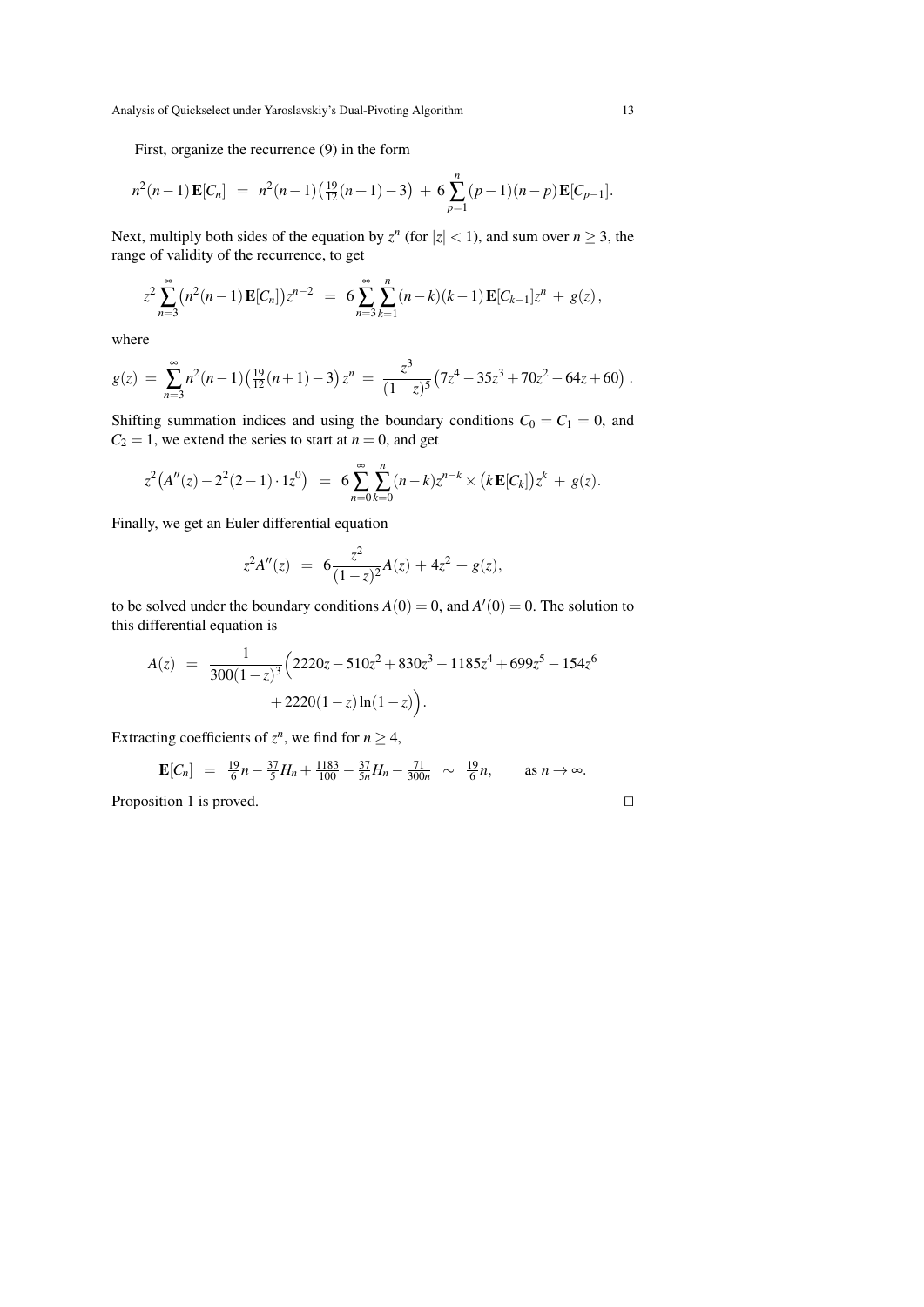First, organize the recurrence (9) in the form

$$n^2(n-1)\,\mathbf{E}[C_n] \;=\; n^2(n-1)\big(\tfrac{19}{12}(n+1)-3\big) \;+\; 6\sum_{p=1}^{n}(p-1)(n-p)\,\mathbf{E}[C_{p-1}].$$

Next, multiply both sides of the equation by $z^n$ (for $|z|<1$), and sum over $n \ge 3$, the range of validity of the recurrence, to get

$$z^2\sum_{n=3}^{\infty}\big(n^2(n-1)\,\mathbf{E}[C_n]\big)z^{n-2} \;=\; 6\sum_{n=3}^{\infty}\sum_{k=1}^{n}(n-k)(k-1)\,\mathbf{E}[C_{k-1}]z^n \;+\; g(z)\,,$$

where

$$g(z) \;=\; \sum_{n=3}^{\infty} n^2(n-1)\big(\tfrac{19}{12}(n+1)-3\big)\,z^n \;=\; \frac{z^3}{(1-z)^5}\big(7z^4-35z^3+70z^2-64z+60\big)\,.$$

Shifting summation indices and using the boundary conditions $C_0 = C_1 = 0$, and $C_2 = 1$, we extend the series to start at $n = 0$, and get

$$z^2\big(A''(z)-2^2(2-1)\cdot 1z^0\big) \;=\; 6\sum_{n=0}^{\infty}\sum_{k=0}^{n}(n-k)z^{n-k}\times\big(k\,\mathbf{E}[C_k]\big)z^k \;+\; g(z).$$

Finally, we get an Euler differential equation

$$z^2A''(z) \;=\; 6\frac{z^2}{(1-z)^2}A(z) + 4z^2 + g(z),$$

to be solved under the boundary conditions $A(0) = 0$, and $A'(0) = 0$. The solution to this differential equation is

$$A(z) \;=\; \frac{1}{300(1-z)^3}\Big(2220z-510z^2+830z^3-1185z^4+699z^5-154z^6 + 2220(1-z)\ln(1-z)\Big).$$

Extracting coefficients of $z^n$, we find for $n \ge 4$,

$$\mathbf{E}[C_n] \;=\; \tfrac{19}{6}n - \tfrac{37}{5}H_n + \tfrac{1183}{100} - \tfrac{37}{5n}H_n - \tfrac{71}{300n} \;\sim\; \tfrac{19}{6}n, \qquad \text{as } n \to \infty.$$

Proposition 1 is proved. □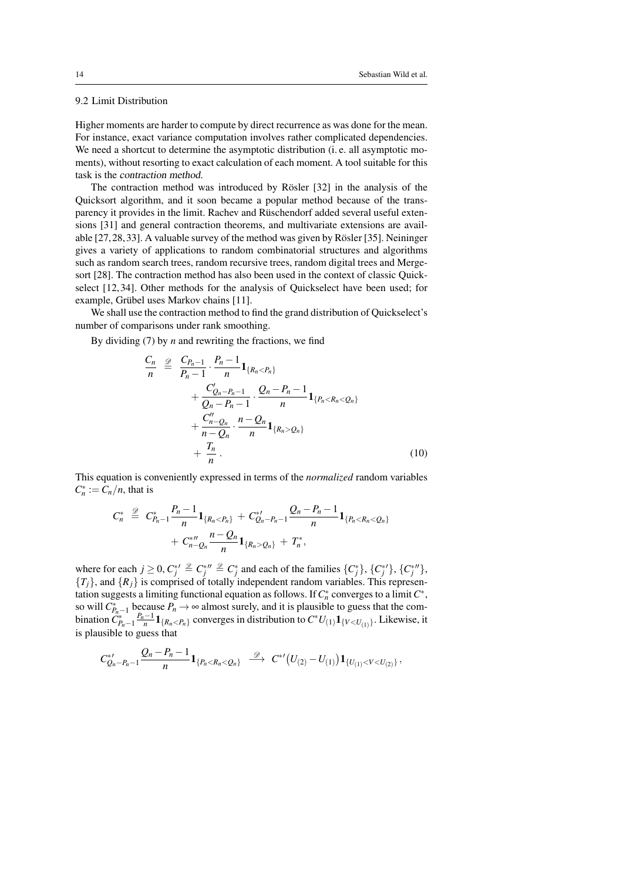### 9.2 Limit Distribution

Higher moments are harder to compute by direct recurrence as was done for the mean. For instance, exact variance computation involves rather complicated dependencies. We need a shortcut to determine the asymptotic distribution (i. e. all asymptotic moments), without resorting to exact calculation of each moment. A tool suitable for this task is the *contraction method*.

The contraction method was introduced by Rösler [32] in the analysis of the Quicksort algorithm, and it soon became a popular method because of the transparency it provides in the limit. Rachev and Rüschendorf added several useful extensions [31] and general contraction theorems, and multivariate extensions are available [27, 28, 33]. A valuable survey of the method was given by Rösler [35]. Neininger gives a variety of applications to random combinatorial structures and algorithms such as random search trees, random recursive trees, random digital trees and Mergesort [28]. The contraction method has also been used in the context of classic Quickselect [12, 34]. Other methods for the analysis of Quickselect have been used; for example, Grübel uses Markov chains [11].

We shall use the contraction method to find the grand distribution of Quickselect's number of comparisons under rank smoothing.

By dividing (7) by $n$ and rewriting the fractions, we find

$$
\begin{aligned}
\frac{C_n}{n} \;\overset{\mathscr{D}}{=}\; & \frac{C_{P_n-1}}{P_n-1} \cdot \frac{P_n-1}{n} \mathbf{1}_{\{R_n<P_n\}} \\
& + \frac{C'_{Q_n-P_n-1}}{Q_n-P_n-1} \cdot \frac{Q_n-P_n-1}{n} \mathbf{1}_{\{P_n<R_n<Q_n\}} \\
& + \frac{C''_{n-Q_n}}{n-Q_n} \cdot \frac{n-Q_n}{n} \mathbf{1}_{\{R_n>Q_n\}} \\
& + \frac{T_n}{n} \, . \qquad (10)
\end{aligned}
$$

This equation is conveniently expressed in terms of the *normalized* random variables $C_n^* := C_n/n$, that is

$$
\begin{aligned}
C_n^* \;\overset{\mathscr{D}}{=}\; & C^*_{P_n-1} \frac{P_n-1}{n} \mathbf{1}_{\{R_n<P_n\}} + C^{*\prime}_{Q_n-P_n-1} \frac{Q_n-P_n-1}{n} \mathbf{1}_{\{P_n<R_n<Q_n\}} \\
& + C^{*\prime\prime}_{n-Q_n} \frac{n-Q_n}{n} \mathbf{1}_{\{R_n>Q_n\}} + T_n^*,
\end{aligned}
$$

where for each $j \ge 0$, $C_j^{*\prime} \overset{\mathscr{D}}{=} C_j^{*\prime\prime} \overset{\mathscr{D}}{=} C_j^*$ and each of the families $\{C_j^*\}$, $\{C_j^{*\prime}\}$, $\{C_j^{*\prime\prime}\}$, $\{T_j\}$, and $\{R_j\}$ is comprised of totally independent random variables. This representation suggests a limiting functional equation as follows. If $C_n^*$ converges to a limit $C^*$, so will $C^*_{P_n-1}$ because $P_n \to \infty$ almost surely, and it is plausible to guess that the combination $C^*_{P_n-1} \frac{P_n-1}{n} \mathbf{1}_{\{R_n<P_n\}}$ converges in distribution to $C^* U_{(1)} \mathbf{1}_{\{V<U_{(1)}\}}$. Likewise, it is plausible to guess that

$$
C^{*\prime}_{Q_n-P_n-1} \frac{Q_n-P_n-1}{n} \mathbf{1}_{\{P_n<R_n<Q_n\}} \;\overset{\mathscr{D}}{\longrightarrow}\; C^{*\prime}\big(U_{(2)} - U_{(1)}\big) \mathbf{1}_{\{U_{(1)}<V<U_{(2)}\}} \,,
$$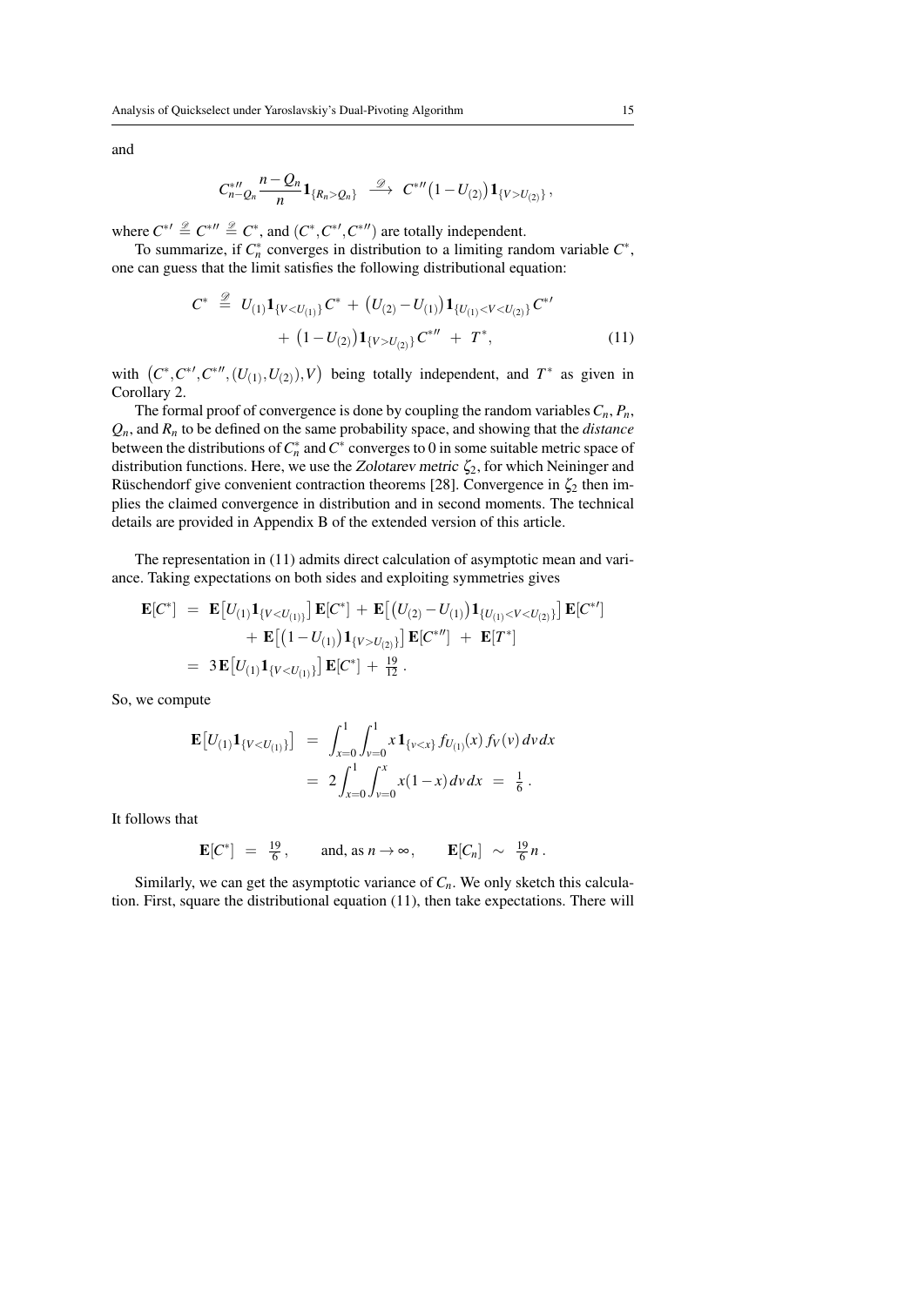and

$$C^{*\prime\prime}_{n-Q_n} \frac{n-Q_n}{n} \mathbf{1}_{\{R_n > Q_n\}} \;\xrightarrow{\mathscr{D}}\; C^{*\prime\prime}\big(1-U_{(2)}\big)\mathbf{1}_{\{V>U_{(2)}\}},$$

where $C^{*\prime} \overset{\mathscr{D}}{=} C^{*\prime\prime} \overset{\mathscr{D}}{=} C^*$, and $(C^*, C^{*\prime}, C^{*\prime\prime})$ are totally independent.

To summarize, if $C_n^*$ converges in distribution to a limiting random variable $C^*$, one can guess that the limit satisfies the following distributional equation:

$$C^* \;\overset{\mathscr{D}}{=}\; U_{(1)}\mathbf{1}_{\{V<U_{(1)}\}}\, C^* \,+\, \big(U_{(2)}-U_{(1)}\big)\mathbf{1}_{\{U_{(1)}<V<U_{(2)}\}}\, C^{*\prime} \\ +\, \big(1-U_{(2)}\big)\mathbf{1}_{\{V>U_{(2)}\}}\, C^{*\prime\prime} \,+\, T^*, \tag{11}$$

with $\big(C^*, C^{*\prime}, C^{*\prime\prime}, (U_{(1)}, U_{(2)}), V\big)$ being totally independent, and $T^*$ as given in Corollary 2.

The formal proof of convergence is done by coupling the random variables $C_n$, $P_n$, $Q_n$, and $R_n$ to be defined on the same probability space, and showing that the *distance* between the distributions of $C_n^*$ and $C^*$ converges to 0 in some suitable metric space of distribution functions. Here, we use the *Zolotarev metric* $\zeta_2$, for which Neininger and Rüschendorf give convenient contraction theorems [28]. Convergence in $\zeta_2$ then implies the claimed convergence in distribution and in second moments. The technical details are provided in Appendix B of the extended version of this article.

The representation in (11) admits direct calculation of asymptotic mean and variance. Taking expectations on both sides and exploiting symmetries gives

$$\begin{aligned} \mathbf{E}[C^*] \;&=\; \mathbf{E}\big[U_{(1)}\mathbf{1}_{\{V<U_{(1)}\}}\big]\,\mathbf{E}[C^*] \,+\, \mathbf{E}\big[\big(U_{(2)}-U_{(1)}\big)\mathbf{1}_{\{U_{(1)}<V<U_{(2)}\}}\big]\,\mathbf{E}[C^{*\prime}] \\ &\quad +\, \mathbf{E}\big[\big(1-U_{(1)}\big)\mathbf{1}_{\{V>U_{(2)}\}}\big]\,\mathbf{E}[C^{*\prime\prime}] \,+\, \mathbf{E}[T^*] \\ &=\; 3\,\mathbf{E}\big[U_{(1)}\mathbf{1}_{\{V<U_{(1)}\}}\big]\,\mathbf{E}[C^*] \,+\, \tfrac{19}{12}\,. \end{aligned}$$

So, we compute

$$\begin{aligned} \mathbf{E}\big[U_{(1)}\mathbf{1}_{\{V<U_{(1)}\}}\big] \;&=\; \int_{x=0}^{1}\int_{v=0}^{1} x\,\mathbf{1}_{\{v<x\}}\, f_{U_{(1)}}(x)\, f_V(v)\, dv\, dx \\ &=\; 2\int_{x=0}^{1}\int_{v=0}^{x} x(1-x)\, dv\, dx \;=\; \tfrac{1}{6}\,. \end{aligned}$$

It follows that

$$\mathbf{E}[C^*] \;=\; \tfrac{19}{6}\,, \qquad \text{and, as } n\to\infty, \qquad \mathbf{E}[C_n] \;\sim\; \tfrac{19}{6}\,n\,.$$

Similarly, we can get the asymptotic variance of $C_n$. We only sketch this calculation. First, square the distributional equation (11), then take expectations. There will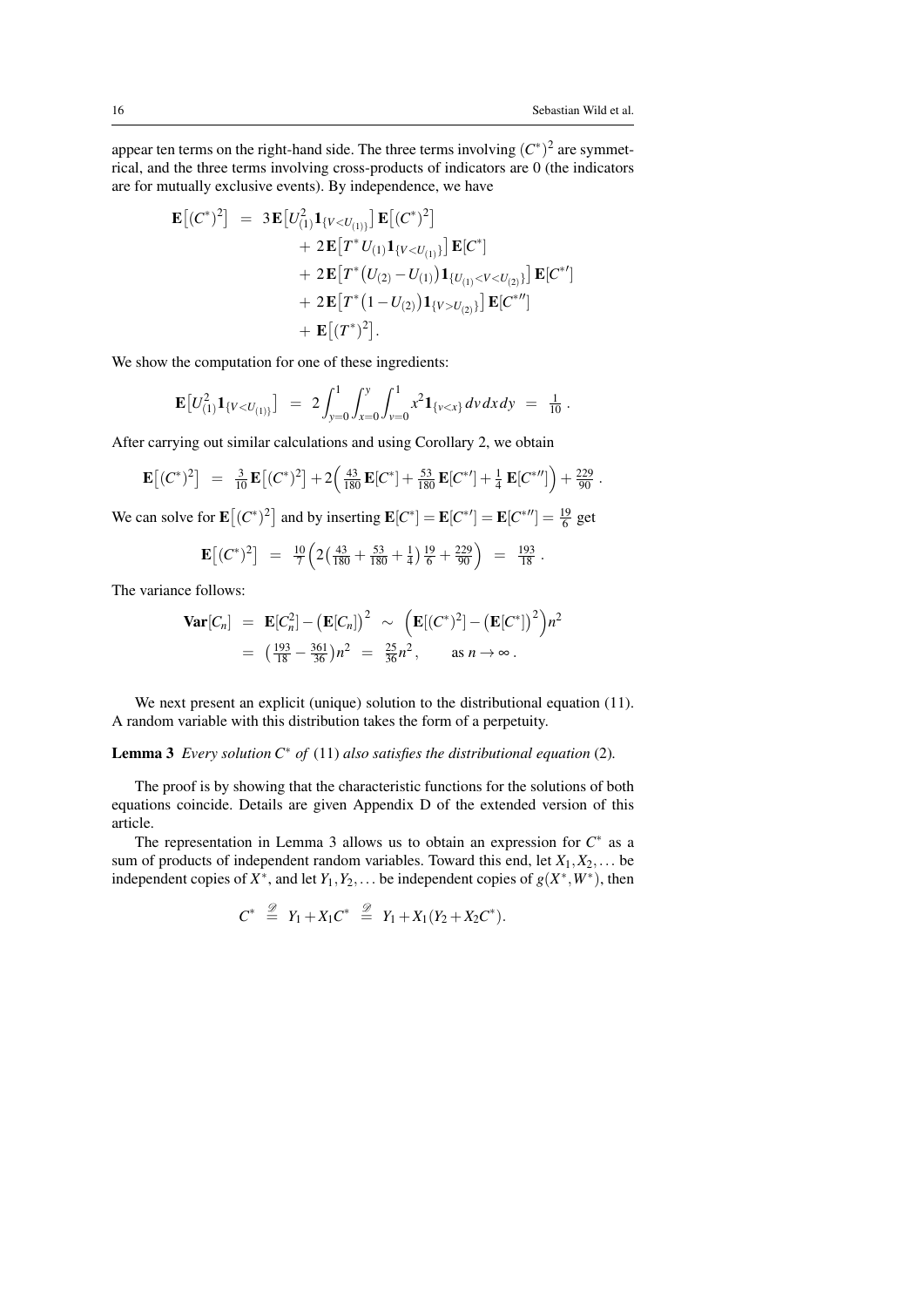appear ten terms on the right-hand side. The three terms involving $(C^*)^2$ are symmetrical, and the three terms involving cross-products of indicators are 0 (the indicators are for mutually exclusive events). By independence, we have

$$\begin{aligned}
\mathbf{E}\big[(C^*)^2\big] \;=\; & 3\,\mathbf{E}\big[U_{(1)}^2 \mathbf{1}_{\{V<U_{(1)}\}}\big]\,\mathbf{E}\big[(C^*)^2\big] \\
& + 2\,\mathbf{E}\big[T^* U_{(1)} \mathbf{1}_{\{V<U_{(1)}\}}\big]\,\mathbf{E}[C^*] \\
& + 2\,\mathbf{E}\big[T^* \big(U_{(2)} - U_{(1)}\big) \mathbf{1}_{\{U_{(1)}<V<U_{(2)}\}}\big]\,\mathbf{E}[C^{*\prime}] \\
& + 2\,\mathbf{E}\big[T^* \big(1 - U_{(2)}\big) \mathbf{1}_{\{V>U_{(2)}\}}\big]\,\mathbf{E}[C^{*\prime\prime}] \\
& + \mathbf{E}\big[(T^*)^2\big].
\end{aligned}$$

We show the computation for one of these ingredients:

$$\mathbf{E}\big[U_{(1)}^2 \mathbf{1}_{\{V<U_{(1)}\}}\big] \;=\; 2\int_{y=0}^{1}\int_{x=0}^{y}\int_{v=0}^{1} x^2 \mathbf{1}_{\{v<x\}}\,dv\,dx\,dy \;=\; \tfrac{1}{10}\,.$$

After carrying out similar calculations and using Corollary 2, we obtain

$$\mathbf{E}\big[(C^*)^2\big] \;=\; \tfrac{3}{10}\,\mathbf{E}\big[(C^*)^2\big] + 2\Big(\tfrac{43}{180}\,\mathbf{E}[C^*] + \tfrac{53}{180}\,\mathbf{E}[C^{*\prime}] + \tfrac{1}{4}\,\mathbf{E}[C^{*\prime\prime}]\Big) + \tfrac{229}{90}\,.$$

We can solve for $\mathbf{E}\big[(C^*)^2\big]$ and by inserting $\mathbf{E}[C^*] = \mathbf{E}[C^{*\prime}] = \mathbf{E}[C^{*\prime\prime}] = \frac{19}{6}$ get

$$\mathbf{E}\big[(C^*)^2\big] \;=\; \tfrac{10}{7}\Big(2\big(\tfrac{43}{180} + \tfrac{53}{180} + \tfrac{1}{4}\big)\tfrac{19}{6} + \tfrac{229}{90}\Big) \;=\; \tfrac{193}{18}\,.$$

The variance follows:

$$\begin{aligned}
\mathbf{Var}[C_n] \;&=\; \mathbf{E}[C_n^2] - \big(\mathbf{E}[C_n]\big)^2 \;\sim\; \Big(\mathbf{E}[(C^*)^2] - \big(\mathbf{E}[C^*]\big)^2\Big)n^2 \\
&=\; \big(\tfrac{193}{18} - \tfrac{361}{36}\big)n^2 \;=\; \tfrac{25}{36}n^2, \qquad \text{as } n \to \infty\,.
\end{aligned}$$

We next present an explicit (unique) solution to the distributional equation (11). A random variable with this distribution takes the form of a perpetuity.

**Lemma 3** *Every solution $C^*$ of* (11) *also satisfies the distributional equation* (2)*.*

The proof is by showing that the characteristic functions for the solutions of both equations coincide. Details are given Appendix D of the extended version of this article.

The representation in Lemma 3 allows us to obtain an expression for $C^*$ as a sum of products of independent random variables. Toward this end, let $X_1, X_2, \ldots$ be independent copies of $X^*$, and let $Y_1, Y_2, \ldots$ be independent copies of $g(X^*, W^*)$, then

$$C^* \;\stackrel{\mathscr{D}}{=}\; Y_1 + X_1 C^* \;\stackrel{\mathscr{D}}{=}\; Y_1 + X_1(Y_2 + X_2 C^*).$$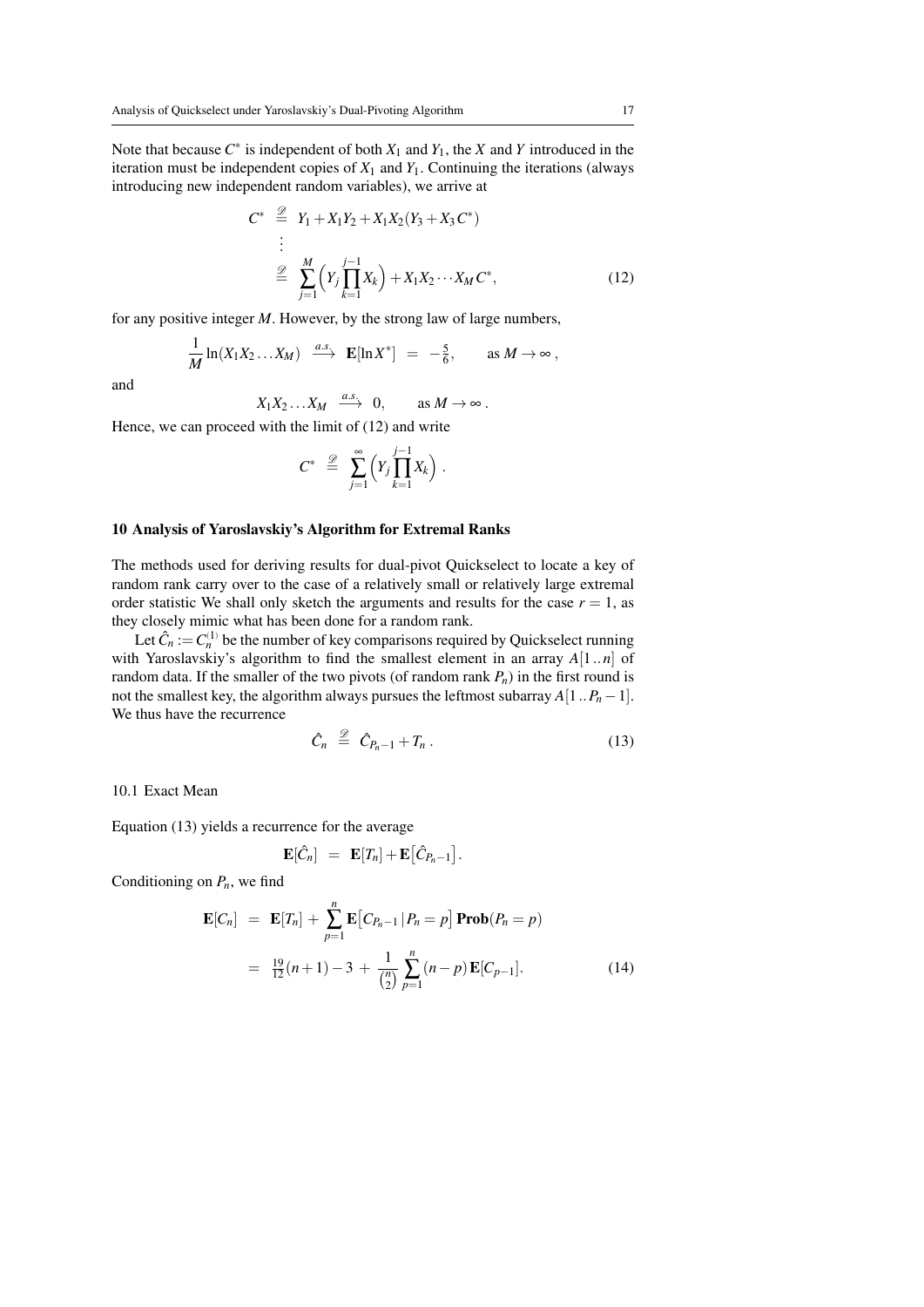Note that because $C^*$ is independent of both $X_1$ and $Y_1$, the $X$ and $Y$ introduced in the iteration must be independent copies of $X_1$ and $Y_1$. Continuing the iterations (always introducing new independent random variables), we arrive at

$$
\begin{aligned}
C^* &\overset{\mathscr{D}}{=} Y_1 + X_1 Y_2 + X_1 X_2 (Y_3 + X_3 C^*) \\
&\;\;\vdots \\
&\overset{\mathscr{D}}{=} \sum_{j=1}^{M} \Big( Y_j \prod_{k=1}^{j-1} X_k \Big) + X_1 X_2 \cdots X_M C^*,
\end{aligned}
\tag{12}
$$

for any positive integer $M$. However, by the strong law of large numbers,

$$
\frac{1}{M} \ln(X_1 X_2 \ldots X_M) \overset{a.s.}{\longrightarrow} \mathbf{E}[\ln X^*] \;=\; -\tfrac{5}{6}, \qquad \text{as } M \to \infty\,,
$$

and

$$
X_1 X_2 \ldots X_M \overset{a.s.}{\longrightarrow} 0, \qquad \text{as } M \to \infty\,.
$$

Hence, we can proceed with the limit of (12) and write

$$
C^* \overset{\mathscr{D}}{=} \sum_{j=1}^{\infty} \Big( Y_j \prod_{k=1}^{j-1} X_k \Big)\,.
$$

## 10 Analysis of Yaroslavskiy's Algorithm for Extremal Ranks

The methods used for deriving results for dual-pivot Quickselect to locate a key of random rank carry over to the case of a relatively small or relatively large extremal order statistic We shall only sketch the arguments and results for the case $r = 1$, as they closely mimic what has been done for a random rank.

Let $\hat{C}_n := C_n^{(1)}$ be the number of key comparisons required by Quickselect running with Yaroslavskiy's algorithm to find the smallest element in an array $A[1\,..\,n]$ of random data. If the smaller of the two pivots (of random rank $P_n$) in the first round is not the smallest key, the algorithm always pursues the leftmost subarray $A[1\,..\,P_n - 1]$. We thus have the recurrence

$$
\hat{C}_n \overset{\mathscr{D}}{=} \hat{C}_{P_n - 1} + T_n\,. \tag{13}
$$

### 10.1 Exact Mean

Equation (13) yields a recurrence for the average

$$
\mathbf{E}[\hat{C}_n] \;=\; \mathbf{E}[T_n] + \mathbf{E}\big[\hat{C}_{P_n - 1}\big].
$$

Conditioning on $P_n$, we find

$$
\begin{aligned}
\mathbf{E}[C_n] &= \mathbf{E}[T_n] + \sum_{p=1}^{n} \mathbf{E}\big[C_{P_n - 1} \,|\, P_n = p\big]\, \mathbf{Prob}(P_n = p) \\
&= \tfrac{19}{12}(n+1) - 3 + \frac{1}{\binom{n}{2}} \sum_{p=1}^{n} (n-p)\, \mathbf{E}[C_{p-1}].
\end{aligned}
\tag{14}
$$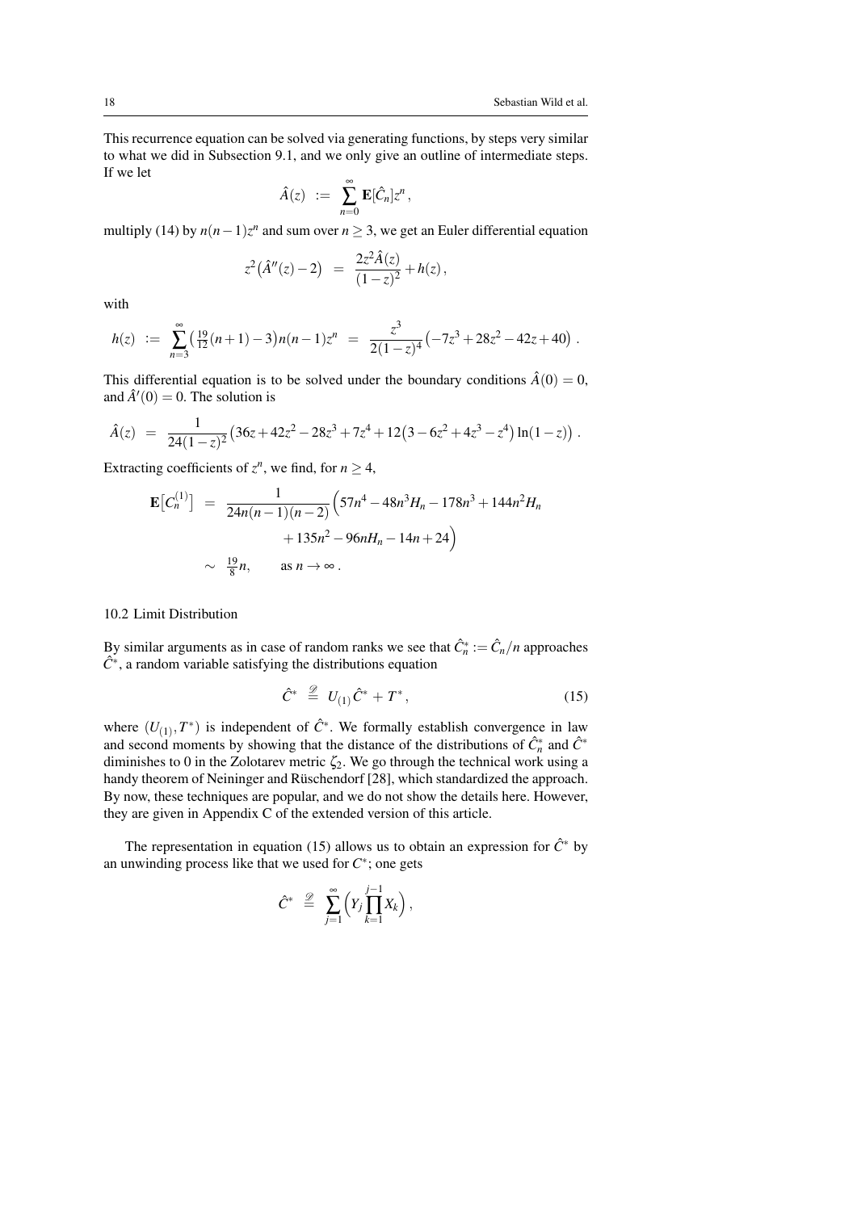This recurrence equation can be solved via generating functions, by steps very similar to what we did in Subsection 9.1, and we only give an outline of intermediate steps. If we let

$$\hat{A}(z) \;:=\; \sum_{n=0}^{\infty} \mathbf{E}[\hat{C}_n] z^n ,$$

multiply (14) by $n(n-1)z^n$ and sum over $n \ge 3$, we get an Euler differential equation

$$z^2\big(\hat{A}''(z) - 2\big) \;=\; \frac{2z^2 \hat{A}(z)}{(1-z)^2} + h(z) ,$$

with

$$h(z) \;:=\; \sum_{n=3}^{\infty} \big(\tfrac{19}{12}(n+1) - 3\big) n(n-1) z^n \;=\; \frac{z^3}{2(1-z)^4}\big(-7z^3 + 28z^2 - 42z + 40\big) .$$

This differential equation is to be solved under the boundary conditions $\hat{A}(0) = 0$, and $\hat{A}'(0) = 0$. The solution is

$$\hat{A}(z) \;=\; \frac{1}{24(1-z)^2}\big(36z + 42z^2 - 28z^3 + 7z^4 + 12\big(3 - 6z^2 + 4z^3 - z^4\big)\ln(1-z)\big) .$$

Extracting coefficients of $z^n$, we find, for $n \ge 4$,

$$\begin{aligned}
\mathbf{E}\big[C_n^{(1)}\big] \;&=\; \frac{1}{24n(n-1)(n-2)}\Big(57n^4 - 48n^3 H_n - 178n^3 + 144n^2 H_n \\
&\qquad + 135n^2 - 96nH_n - 14n + 24\Big) \\
&\sim\; \tfrac{19}{8} n, \qquad \text{as } n \to \infty .
\end{aligned}$$

### 10.2 Limit Distribution

By similar arguments as in case of random ranks we see that $\hat{C}_n^* := \hat{C}_n / n$ approaches $\hat{C}^*$, a random variable satisfying the distributions equation

$$\hat{C}^* \;\overset{\mathscr{D}}{=}\; U_{(1)} \hat{C}^* + T^* , \tag{15}$$

where $(U_{(1)}, T^*)$ is independent of $\hat{C}^*$. We formally establish convergence in law and second moments by showing that the distance of the distributions of $\hat{C}_n^*$ and $\hat{C}^*$ diminishes to 0 in the Zolotarev metric $\zeta_2$. We go through the technical work using a handy theorem of Neininger and Rüschendorf [28], which standardized the approach. By now, these techniques are popular, and we do not show the details here. However, they are given in Appendix C of the extended version of this article.

The representation in equation (15) allows us to obtain an expression for $\hat{C}^*$ by an unwinding process like that we used for $C^*$; one gets

$$\hat{C}^* \;\overset{\mathscr{D}}{=}\; \sum_{j=1}^{\infty} \Big( Y_j \prod_{k=1}^{j-1} X_k \Big) ,$$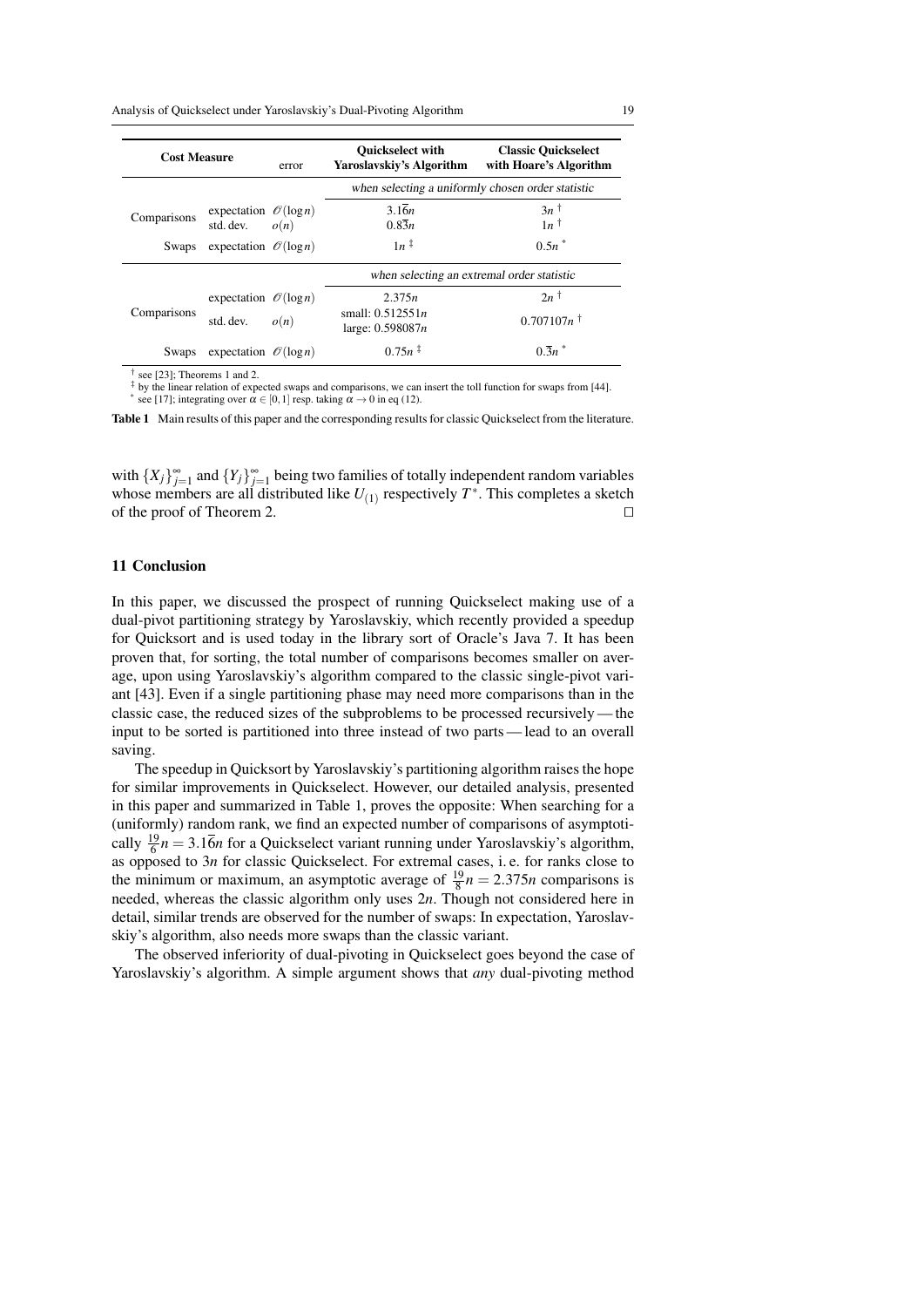| Cost Measure | | error | Quickselect with Yaroslavskiy's Algorithm | Classic Quickselect with Hoare's Algorithm |
|---|---|---|---|---|
| | | | *when selecting a uniformly chosen order statistic* | |
| Comparisons | expectation | $\mathcal{O}(\log n)$ | $3.1\overline{6}n$ | $3n$ [†] |
| | std. dev. | $o(n)$ | $0.8\overline{3}n$ | $1n$ [†] |
| Swaps | expectation | $\mathcal{O}(\log n)$ | $1n$ [‡] | $0.5n$ [*] |
| | | | *when selecting an extremal order statistic* | |
| Comparisons | expectation | $\mathcal{O}(\log n)$ | $2.375n$ | $2n$ [†] |
| | std. dev. | $o(n)$ | small: $0.512551n$ large: $0.598087n$ | $0.707107n$ [†] |
| Swaps | expectation | $\mathcal{O}(\log n)$ | $0.75n$ [‡] | $0.\overline{3}n$ [*] |

[†] see [23]; Theorems 1 and 2.
[‡] by the linear relation of expected swaps and comparisons, we can insert the toll function for swaps from [44].
[*] see [17]; integrating over $\alpha \in [0,1]$ resp. taking $\alpha \to 0$ in eq (12).

**Table 1** Main results of this paper and the corresponding results for classic Quickselect from the literature.

with $\{X_j\}_{j=1}^{\infty}$ and $\{Y_j\}_{j=1}^{\infty}$ being two families of totally independent random variables whose members are all distributed like $U_{(1)}$ respectively $T^*$. This completes a sketch of the proof of Theorem 2. □

## 11 Conclusion

In this paper, we discussed the prospect of running Quickselect making use of a dual-pivot partitioning strategy by Yaroslavskiy, which recently provided a speedup for Quicksort and is used today in the library sort of Oracle's Java 7. It has been proven that, for sorting, the total number of comparisons becomes smaller on average, upon using Yaroslavskiy's algorithm compared to the classic single-pivot variant [43]. Even if a single partitioning phase may need more comparisons than in the classic case, the reduced sizes of the subproblems to be processed recursively — the input to be sorted is partitioned into three instead of two parts — lead to an overall saving.

The speedup in Quicksort by Yaroslavskiy's partitioning algorithm raises the hope for similar improvements in Quickselect. However, our detailed analysis, presented in this paper and summarized in Table 1, proves the opposite: When searching for a (uniformly) random rank, we find an expected number of comparisons of asymptotically $\frac{19}{6}n = 3.1\overline{6}n$ for a Quickselect variant running under Yaroslavskiy's algorithm, as opposed to $3n$ for classic Quickselect. For extremal cases, i. e. for ranks close to the minimum or maximum, an asymptotic average of $\frac{19}{8}n = 2.375n$ comparisons is needed, whereas the classic algorithm only uses $2n$. Though not considered here in detail, similar trends are observed for the number of swaps: In expectation, Yaroslavskiy's algorithm, also needs more swaps than the classic variant.

The observed inferiority of dual-pivoting in Quickselect goes beyond the case of Yaroslavskiy's algorithm. A simple argument shows that *any* dual-pivoting method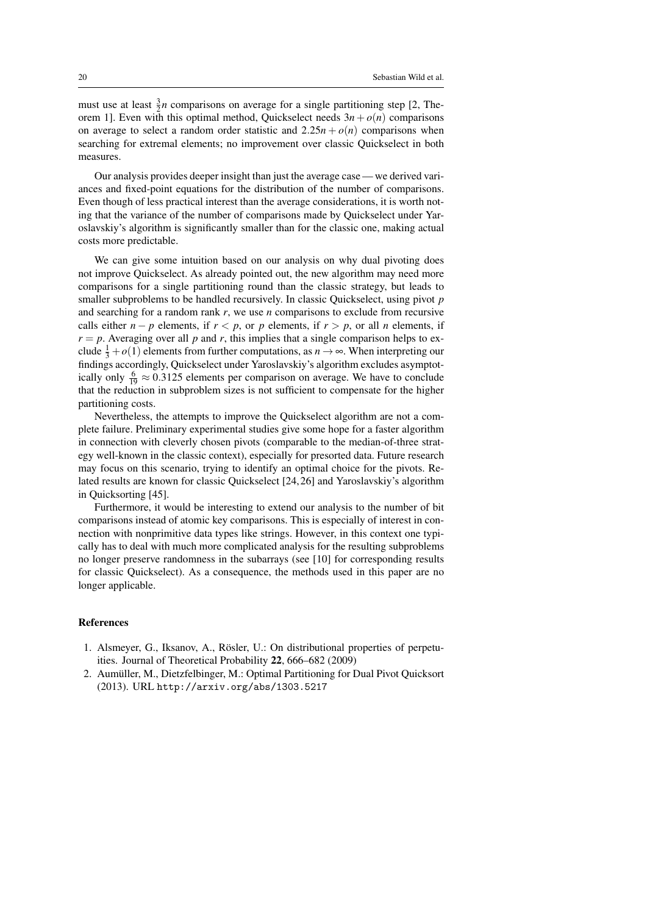must use at least $\frac{3}{2}n$ comparisons on average for a single partitioning step [2, Theorem 1]. Even with this optimal method, Quickselect needs $3n + o(n)$ comparisons on average to select a random order statistic and $2.25n + o(n)$ comparisons when searching for extremal elements; no improvement over classic Quickselect in both measures.

Our analysis provides deeper insight than just the average case — we derived variances and fixed-point equations for the distribution of the number of comparisons. Even though of less practical interest than the average considerations, it is worth noting that the variance of the number of comparisons made by Quickselect under Yaroslavskiy's algorithm is significantly smaller than for the classic one, making actual costs more predictable.

We can give some intuition based on our analysis on why dual pivoting does not improve Quickselect. As already pointed out, the new algorithm may need more comparisons for a single partitioning round than the classic strategy, but leads to smaller subproblems to be handled recursively. In classic Quickselect, using pivot $p$ and searching for a random rank $r$, we use $n$ comparisons to exclude from recursive calls either $n - p$ elements, if $r < p$, or $p$ elements, if $r > p$, or all $n$ elements, if $r = p$. Averaging over all $p$ and $r$, this implies that a single comparison helps to exclude $\frac{1}{3} + o(1)$ elements from further computations, as $n \to \infty$. When interpreting our findings accordingly, Quickselect under Yaroslavskiy's algorithm excludes asymptotically only $\frac{6}{19} \approx 0.3125$ elements per comparison on average. We have to conclude that the reduction in subproblem sizes is not sufficient to compensate for the higher partitioning costs.

Nevertheless, the attempts to improve the Quickselect algorithm are not a complete failure. Preliminary experimental studies give some hope for a faster algorithm in connection with cleverly chosen pivots (comparable to the median-of-three strategy well-known in the classic context), especially for presorted data. Future research may focus on this scenario, trying to identify an optimal choice for the pivots. Related results are known for classic Quickselect [24, 26] and Yaroslavskiy's algorithm in Quicksorting [45].

Furthermore, it would be interesting to extend our analysis to the number of bit comparisons instead of atomic key comparisons. This is especially of interest in connection with nonprimitive data types like strings. However, in this context one typically has to deal with much more complicated analysis for the resulting subproblems no longer preserve randomness in the subarrays (see [10] for corresponding results for classic Quickselect). As a consequence, the methods used in this paper are no longer applicable.

## References

1. Alsmeyer, G., Iksanov, A., Rösler, U.: On distributional properties of perpetuities. Journal of Theoretical Probability **22**, 666–682 (2009)
2. Aumüller, M., Dietzfelbinger, M.: Optimal Partitioning for Dual Pivot Quicksort (2013). URL http://arxiv.org/abs/1303.5217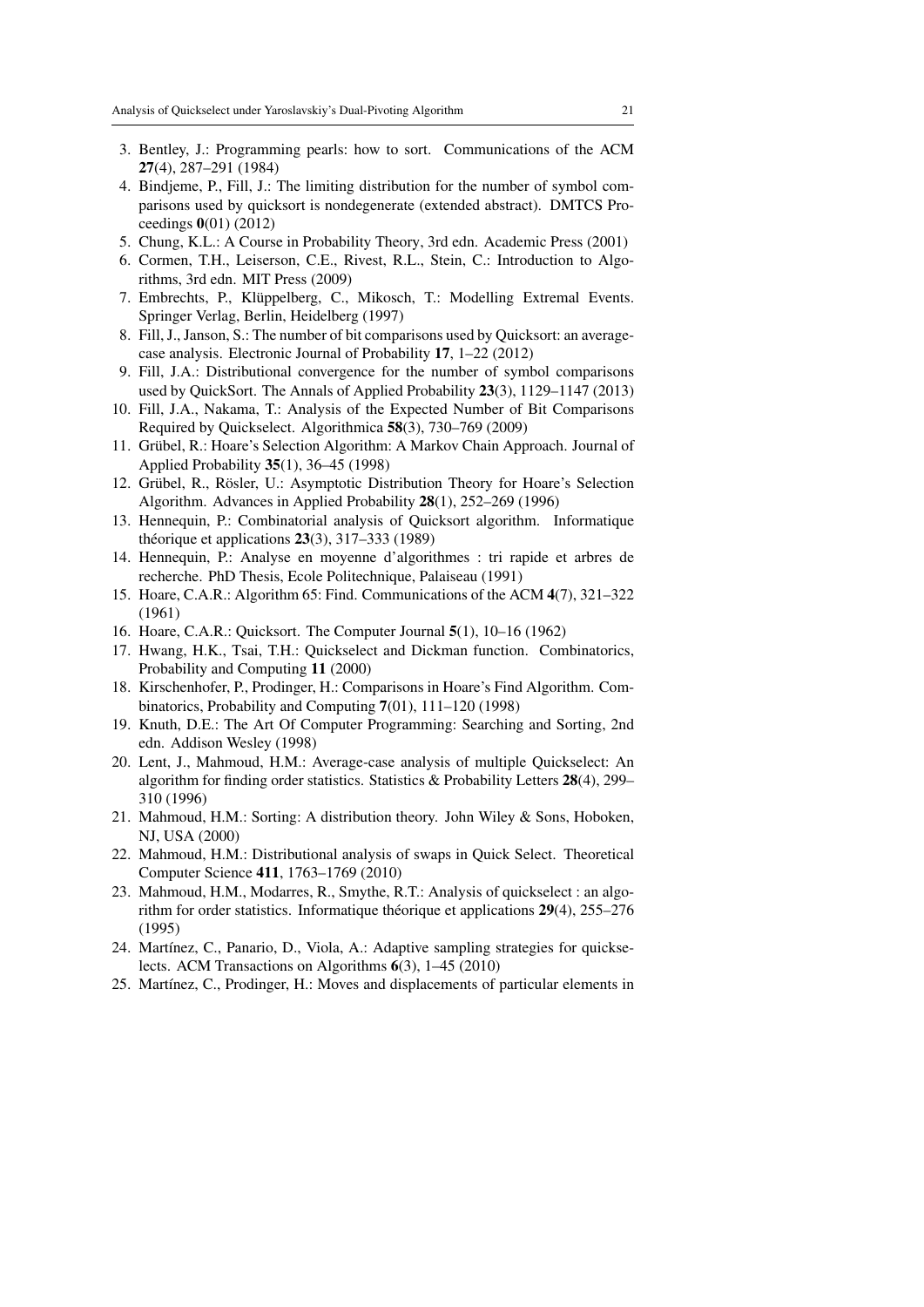3. Bentley, J.: Programming pearls: how to sort. Communications of the ACM **27**(4), 287–291 (1984)
4. Bindjeme, P., Fill, J.: The limiting distribution for the number of symbol comparisons used by quicksort is nondegenerate (extended abstract). DMTCS Proceedings **0**(01) (2012)
5. Chung, K.L.: A Course in Probability Theory, 3rd edn. Academic Press (2001)
6. Cormen, T.H., Leiserson, C.E., Rivest, R.L., Stein, C.: Introduction to Algorithms, 3rd edn. MIT Press (2009)
7. Embrechts, P., Klüppelberg, C., Mikosch, T.: Modelling Extremal Events. Springer Verlag, Berlin, Heidelberg (1997)
8. Fill, J., Janson, S.: The number of bit comparisons used by Quicksort: an average-case analysis. Electronic Journal of Probability **17**, 1–22 (2012)
9. Fill, J.A.: Distributional convergence for the number of symbol comparisons used by QuickSort. The Annals of Applied Probability **23**(3), 1129–1147 (2013)
10. Fill, J.A., Nakama, T.: Analysis of the Expected Number of Bit Comparisons Required by Quickselect. Algorithmica **58**(3), 730–769 (2009)
11. Grübel, R.: Hoare's Selection Algorithm: A Markov Chain Approach. Journal of Applied Probability **35**(1), 36–45 (1998)
12. Grübel, R., Rösler, U.: Asymptotic Distribution Theory for Hoare's Selection Algorithm. Advances in Applied Probability **28**(1), 252–269 (1996)
13. Hennequin, P.: Combinatorial analysis of Quicksort algorithm. Informatique théorique et applications **23**(3), 317–333 (1989)
14. Hennequin, P.: Analyse en moyenne d'algorithmes : tri rapide et arbres de recherche. PhD Thesis, Ecole Politechnique, Palaiseau (1991)
15. Hoare, C.A.R.: Algorithm 65: Find. Communications of the ACM **4**(7), 321–322 (1961)
16. Hoare, C.A.R.: Quicksort. The Computer Journal **5**(1), 10–16 (1962)
17. Hwang, H.K., Tsai, T.H.: Quickselect and Dickman function. Combinatorics, Probability and Computing **11** (2000)
18. Kirschenhofer, P., Prodinger, H.: Comparisons in Hoare's Find Algorithm. Combinatorics, Probability and Computing **7**(01), 111–120 (1998)
19. Knuth, D.E.: The Art Of Computer Programming: Searching and Sorting, 2nd edn. Addison Wesley (1998)
20. Lent, J., Mahmoud, H.M.: Average-case analysis of multiple Quickselect: An algorithm for finding order statistics. Statistics & Probability Letters **28**(4), 299–310 (1996)
21. Mahmoud, H.M.: Sorting: A distribution theory. John Wiley & Sons, Hoboken, NJ, USA (2000)
22. Mahmoud, H.M.: Distributional analysis of swaps in Quick Select. Theoretical Computer Science **411**, 1763–1769 (2010)
23. Mahmoud, H.M., Modarres, R., Smythe, R.T.: Analysis of quickselect : an algorithm for order statistics. Informatique théorique et applications **29**(4), 255–276 (1995)
24. Martínez, C., Panario, D., Viola, A.: Adaptive sampling strategies for quickselects. ACM Transactions on Algorithms **6**(3), 1–45 (2010)
25. Martínez, C., Prodinger, H.: Moves and displacements of particular elements in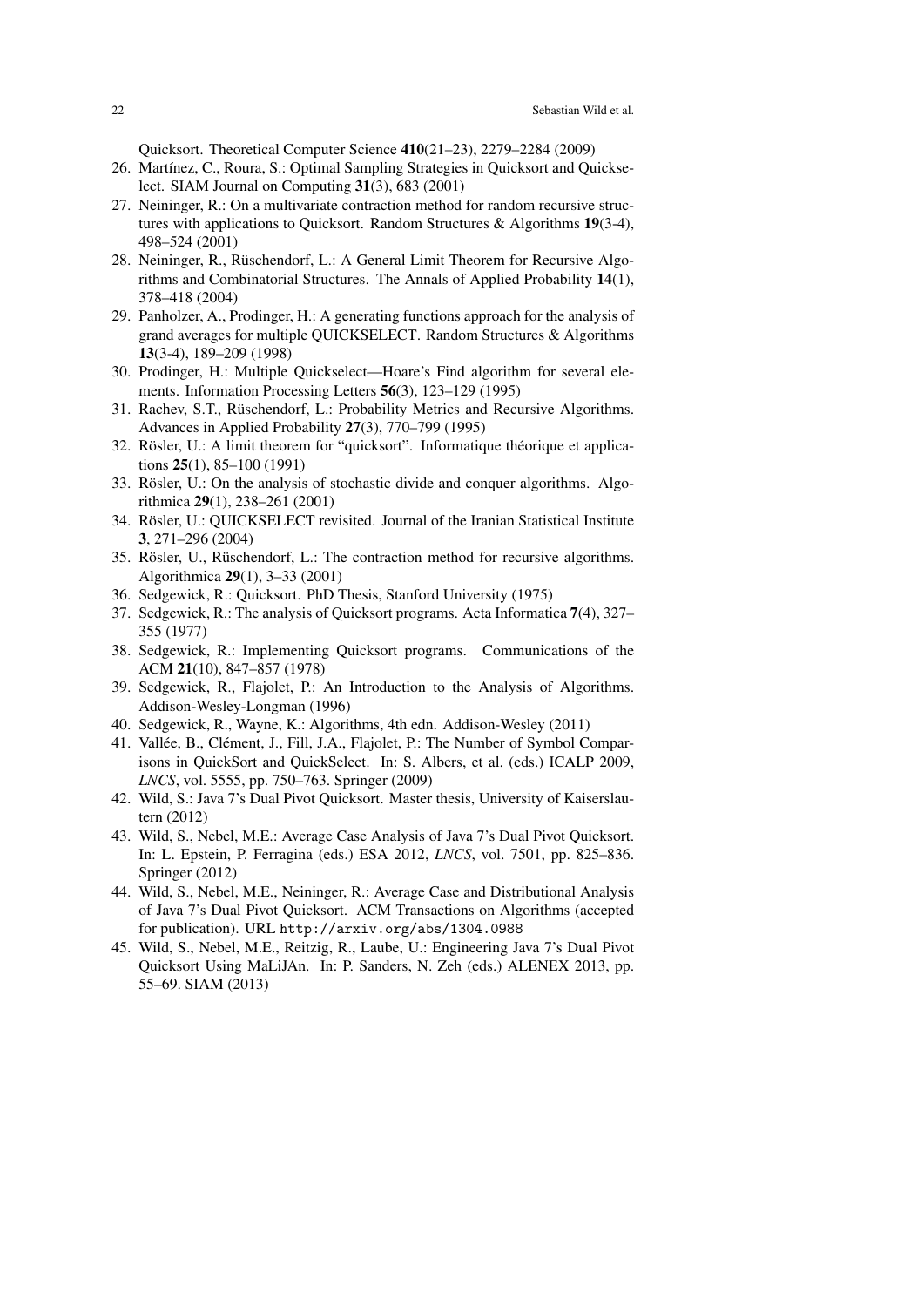Quicksort. Theoretical Computer Science **410**(21–23), 2279–2284 (2009)

26. Martínez, C., Roura, S.: Optimal Sampling Strategies in Quicksort and Quickselect. SIAM Journal on Computing **31**(3), 683 (2001)
27. Neininger, R.: On a multivariate contraction method for random recursive structures with applications to Quicksort. Random Structures & Algorithms **19**(3-4), 498–524 (2001)
28. Neininger, R., Rüschendorf, L.: A General Limit Theorem for Recursive Algorithms and Combinatorial Structures. The Annals of Applied Probability **14**(1), 378–418 (2004)
29. Panholzer, A., Prodinger, H.: A generating functions approach for the analysis of grand averages for multiple QUICKSELECT. Random Structures & Algorithms **13**(3-4), 189–209 (1998)
30. Prodinger, H.: Multiple Quickselect—Hoare's Find algorithm for several elements. Information Processing Letters **56**(3), 123–129 (1995)
31. Rachev, S.T., Rüschendorf, L.: Probability Metrics and Recursive Algorithms. Advances in Applied Probability **27**(3), 770–799 (1995)
32. Rösler, U.: A limit theorem for "quicksort". Informatique théorique et applications **25**(1), 85–100 (1991)
33. Rösler, U.: On the analysis of stochastic divide and conquer algorithms. Algorithmica **29**(1), 238–261 (2001)
34. Rösler, U.: QUICKSELECT revisited. Journal of the Iranian Statistical Institute **3**, 271–296 (2004)
35. Rösler, U., Rüschendorf, L.: The contraction method for recursive algorithms. Algorithmica **29**(1), 3–33 (2001)
36. Sedgewick, R.: Quicksort. PhD Thesis, Stanford University (1975)
37. Sedgewick, R.: The analysis of Quicksort programs. Acta Informatica **7**(4), 327–355 (1977)
38. Sedgewick, R.: Implementing Quicksort programs. Communications of the ACM **21**(10), 847–857 (1978)
39. Sedgewick, R., Flajolet, P.: An Introduction to the Analysis of Algorithms. Addison-Wesley-Longman (1996)
40. Sedgewick, R., Wayne, K.: Algorithms, 4th edn. Addison-Wesley (2011)
41. Vallée, B., Clément, J., Fill, J.A., Flajolet, P.: The Number of Symbol Comparisons in QuickSort and QuickSelect. In: S. Albers, et al. (eds.) ICALP 2009, *LNCS*, vol. 5555, pp. 750–763. Springer (2009)
42. Wild, S.: Java 7's Dual Pivot Quicksort. Master thesis, University of Kaiserslautern (2012)
43. Wild, S., Nebel, M.E.: Average Case Analysis of Java 7's Dual Pivot Quicksort. In: L. Epstein, P. Ferragina (eds.) ESA 2012, *LNCS*, vol. 7501, pp. 825–836. Springer (2012)
44. Wild, S., Nebel, M.E., Neininger, R.: Average Case and Distributional Analysis of Java 7's Dual Pivot Quicksort. ACM Transactions on Algorithms (accepted for publication). URL `http://arxiv.org/abs/1304.0988`
45. Wild, S., Nebel, M.E., Reitzig, R., Laube, U.: Engineering Java 7's Dual Pivot Quicksort Using MaLiJAn. In: P. Sanders, N. Zeh (eds.) ALENEX 2013, pp. 55–69. SIAM (2013)